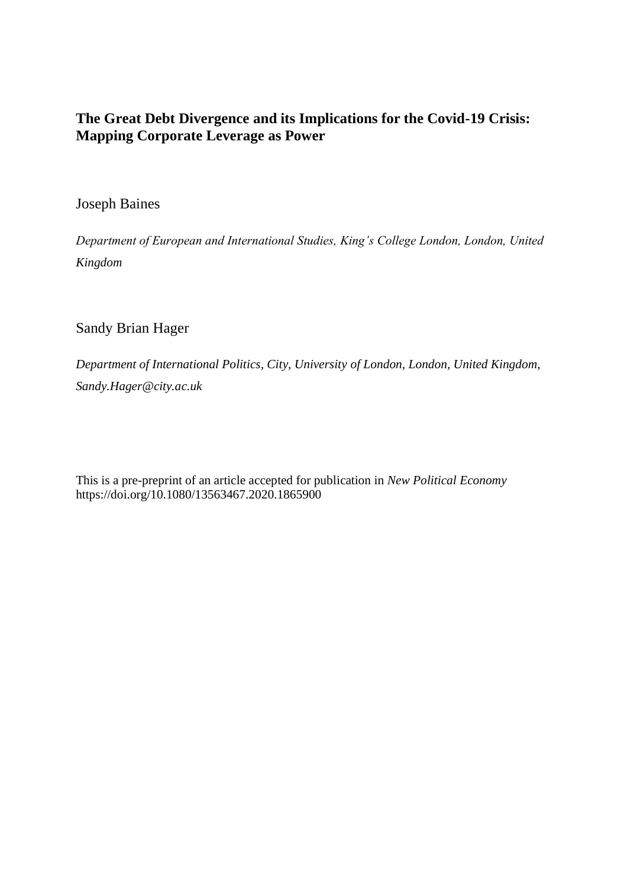# The Great Debt Divergence and its Implications for the Covid-19 Crisis: Mapping Corporate Leverage as Power

Joseph Baines

*Department of European and International Studies, King's College London, London, United Kingdom*

Sandy Brian Hager

*Department of International Politics, City, University of London, London, United Kingdom, Sandy.Hager@city.ac.uk*

This is a pre-preprint of an article accepted for publication in *New Political Economy* https://doi.org/10.1080/13563467.2020.1865900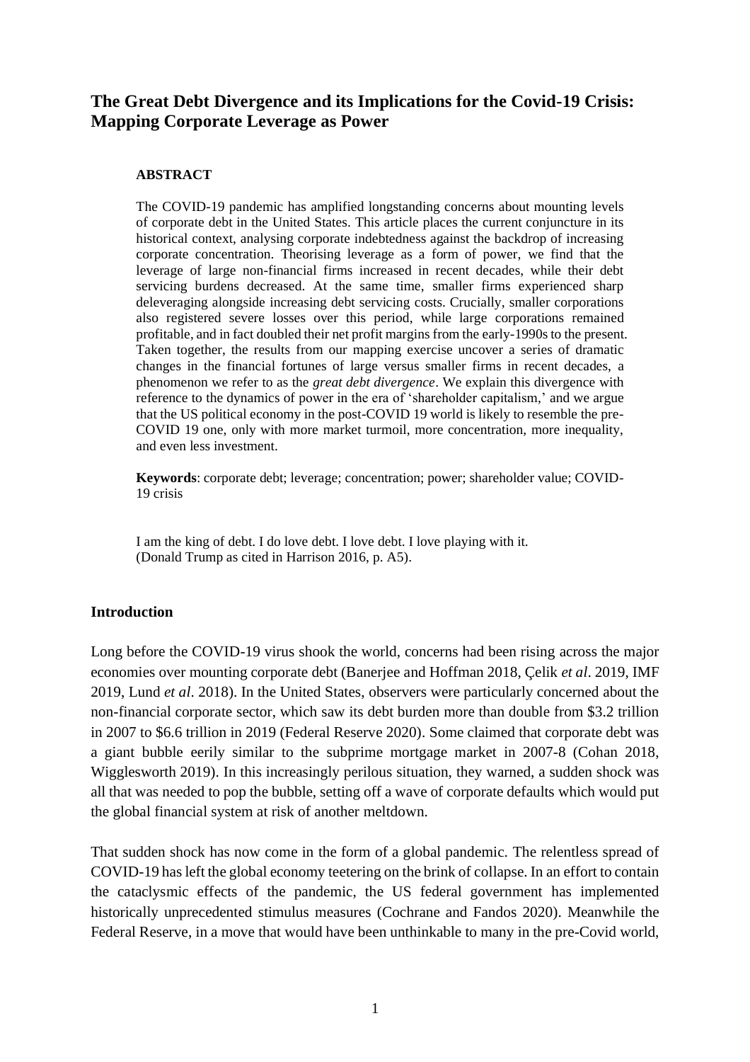## The Great Debt Divergence and its Implications for the Covid-19 Crisis: Mapping Corporate Leverage as Power

**ABSTRACT**

The COVID-19 pandemic has amplified longstanding concerns about mounting levels of corporate debt in the United States. This article places the current conjuncture in its historical context, analysing corporate indebtedness against the backdrop of increasing corporate concentration. Theorising leverage as a form of power, we find that the leverage of large non-financial firms increased in recent decades, while their debt servicing burdens decreased. At the same time, smaller firms experienced sharp deleveraging alongside increasing debt servicing costs. Crucially, smaller corporations also registered severe losses over this period, while large corporations remained profitable, and in fact doubled their net profit margins from the early-1990s to the present. Taken together, the results from our mapping exercise uncover a series of dramatic changes in the financial fortunes of large versus smaller firms in recent decades, a phenomenon we refer to as the *great debt divergence*. We explain this divergence with reference to the dynamics of power in the era of 'shareholder capitalism,' and we argue that the US political economy in the post-COVID 19 world is likely to resemble the pre-COVID 19 one, only with more market turmoil, more concentration, more inequality, and even less investment.

**Keywords**: corporate debt; leverage; concentration; power; shareholder value; COVID-19 crisis

I am the king of debt. I do love debt. I love debt. I love playing with it.
(Donald Trump as cited in Harrison 2016, p. A5).

### Introduction

Long before the COVID-19 virus shook the world, concerns had been rising across the major economies over mounting corporate debt (Banerjee and Hoffman 2018, Çelik *et al*. 2019, IMF 2019, Lund *et al*. 2018). In the United States, observers were particularly concerned about the non-financial corporate sector, which saw its debt burden more than double from $3.2 trillion in 2007 to $6.6 trillion in 2019 (Federal Reserve 2020). Some claimed that corporate debt was a giant bubble eerily similar to the subprime mortgage market in 2007-8 (Cohan 2018, Wigglesworth 2019). In this increasingly perilous situation, they warned, a sudden shock was all that was needed to pop the bubble, setting off a wave of corporate defaults which would put the global financial system at risk of another meltdown.

That sudden shock has now come in the form of a global pandemic. The relentless spread of COVID-19 has left the global economy teetering on the brink of collapse. In an effort to contain the cataclysmic effects of the pandemic, the US federal government has implemented historically unprecedented stimulus measures (Cochrane and Fandos 2020). Meanwhile the Federal Reserve, in a move that would have been unthinkable to many in the pre-Covid world,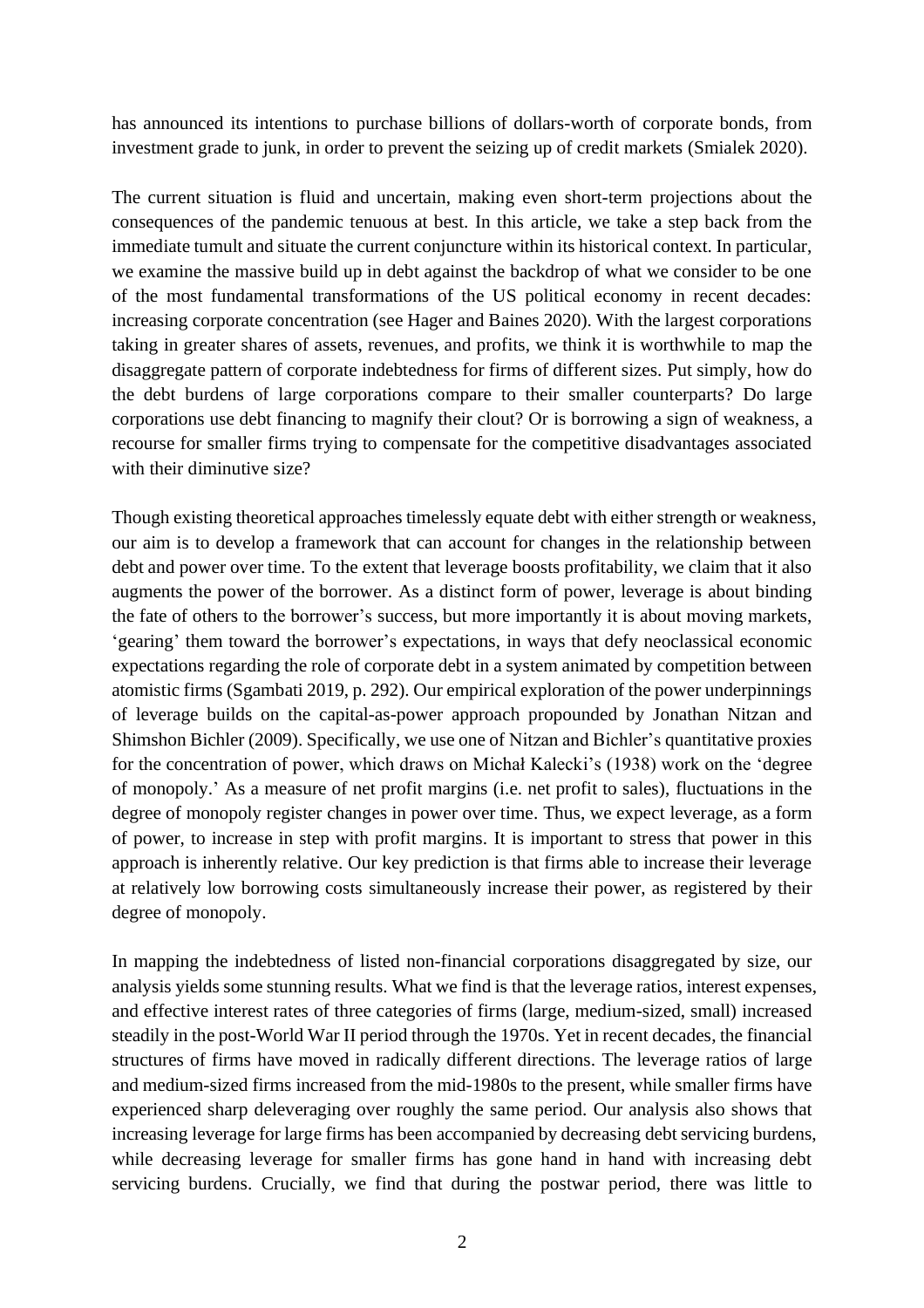has announced its intentions to purchase billions of dollars-worth of corporate bonds, from investment grade to junk, in order to prevent the seizing up of credit markets (Smialek 2020).

The current situation is fluid and uncertain, making even short-term projections about the consequences of the pandemic tenuous at best. In this article, we take a step back from the immediate tumult and situate the current conjuncture within its historical context. In particular, we examine the massive build up in debt against the backdrop of what we consider to be one of the most fundamental transformations of the US political economy in recent decades: increasing corporate concentration (see Hager and Baines 2020). With the largest corporations taking in greater shares of assets, revenues, and profits, we think it is worthwhile to map the disaggregate pattern of corporate indebtedness for firms of different sizes. Put simply, how do the debt burdens of large corporations compare to their smaller counterparts? Do large corporations use debt financing to magnify their clout? Or is borrowing a sign of weakness, a recourse for smaller firms trying to compensate for the competitive disadvantages associated with their diminutive size?

Though existing theoretical approaches timelessly equate debt with either strength or weakness, our aim is to develop a framework that can account for changes in the relationship between debt and power over time. To the extent that leverage boosts profitability, we claim that it also augments the power of the borrower. As a distinct form of power, leverage is about binding the fate of others to the borrower's success, but more importantly it is about moving markets, 'gearing' them toward the borrower's expectations, in ways that defy neoclassical economic expectations regarding the role of corporate debt in a system animated by competition between atomistic firms (Sgambati 2019, p. 292). Our empirical exploration of the power underpinnings of leverage builds on the capital-as-power approach propounded by Jonathan Nitzan and Shimshon Bichler (2009). Specifically, we use one of Nitzan and Bichler's quantitative proxies for the concentration of power, which draws on Michał Kalecki's (1938) work on the 'degree of monopoly.' As a measure of net profit margins (i.e. net profit to sales), fluctuations in the degree of monopoly register changes in power over time. Thus, we expect leverage, as a form of power, to increase in step with profit margins. It is important to stress that power in this approach is inherently relative. Our key prediction is that firms able to increase their leverage at relatively low borrowing costs simultaneously increase their power, as registered by their degree of monopoly.

In mapping the indebtedness of listed non-financial corporations disaggregated by size, our analysis yields some stunning results. What we find is that the leverage ratios, interest expenses, and effective interest rates of three categories of firms (large, medium-sized, small) increased steadily in the post-World War II period through the 1970s. Yet in recent decades, the financial structures of firms have moved in radically different directions. The leverage ratios of large and medium-sized firms increased from the mid-1980s to the present, while smaller firms have experienced sharp deleveraging over roughly the same period. Our analysis also shows that increasing leverage for large firms has been accompanied by decreasing debt servicing burdens, while decreasing leverage for smaller firms has gone hand in hand with increasing debt servicing burdens. Crucially, we find that during the postwar period, there was little to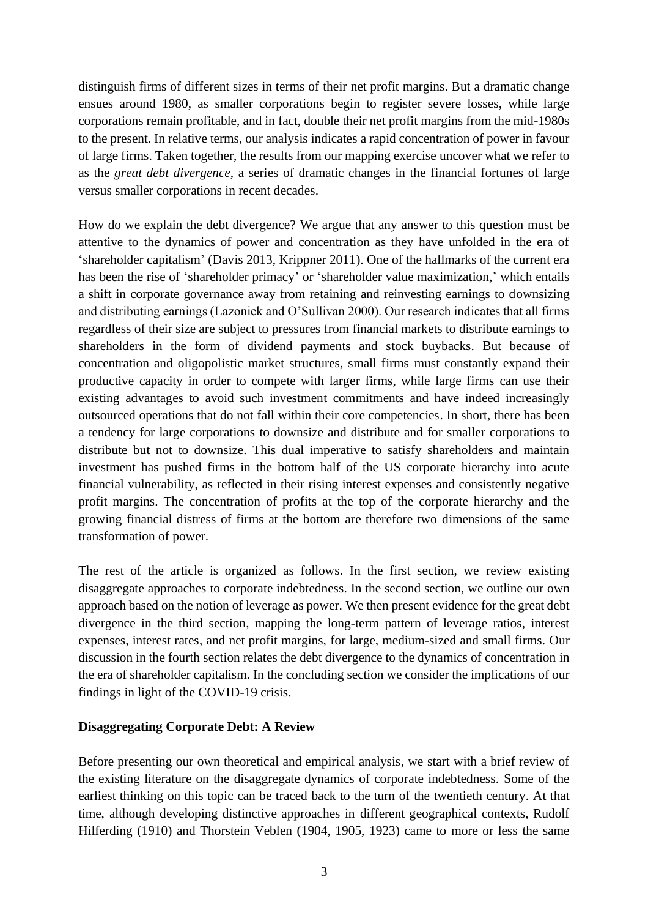distinguish firms of different sizes in terms of their net profit margins. But a dramatic change ensues around 1980, as smaller corporations begin to register severe losses, while large corporations remain profitable, and in fact, double their net profit margins from the mid-1980s to the present. In relative terms, our analysis indicates a rapid concentration of power in favour of large firms. Taken together, the results from our mapping exercise uncover what we refer to as the *great debt divergence*, a series of dramatic changes in the financial fortunes of large versus smaller corporations in recent decades.

How do we explain the debt divergence? We argue that any answer to this question must be attentive to the dynamics of power and concentration as they have unfolded in the era of 'shareholder capitalism' (Davis 2013, Krippner 2011). One of the hallmarks of the current era has been the rise of 'shareholder primacy' or 'shareholder value maximization,' which entails a shift in corporate governance away from retaining and reinvesting earnings to downsizing and distributing earnings (Lazonick and O'Sullivan 2000). Our research indicates that all firms regardless of their size are subject to pressures from financial markets to distribute earnings to shareholders in the form of dividend payments and stock buybacks. But because of concentration and oligopolistic market structures, small firms must constantly expand their productive capacity in order to compete with larger firms, while large firms can use their existing advantages to avoid such investment commitments and have indeed increasingly outsourced operations that do not fall within their core competencies. In short, there has been a tendency for large corporations to downsize and distribute and for smaller corporations to distribute but not to downsize. This dual imperative to satisfy shareholders and maintain investment has pushed firms in the bottom half of the US corporate hierarchy into acute financial vulnerability, as reflected in their rising interest expenses and consistently negative profit margins. The concentration of profits at the top of the corporate hierarchy and the growing financial distress of firms at the bottom are therefore two dimensions of the same transformation of power.

The rest of the article is organized as follows. In the first section, we review existing disaggregate approaches to corporate indebtedness. In the second section, we outline our own approach based on the notion of leverage as power. We then present evidence for the great debt divergence in the third section, mapping the long-term pattern of leverage ratios, interest expenses, interest rates, and net profit margins, for large, medium-sized and small firms. Our discussion in the fourth section relates the debt divergence to the dynamics of concentration in the era of shareholder capitalism. In the concluding section we consider the implications of our findings in light of the COVID-19 crisis.

## Disaggregating Corporate Debt: A Review

Before presenting our own theoretical and empirical analysis, we start with a brief review of the existing literature on the disaggregate dynamics of corporate indebtedness. Some of the earliest thinking on this topic can be traced back to the turn of the twentieth century. At that time, although developing distinctive approaches in different geographical contexts, Rudolf Hilferding (1910) and Thorstein Veblen (1904, 1905, 1923) came to more or less the same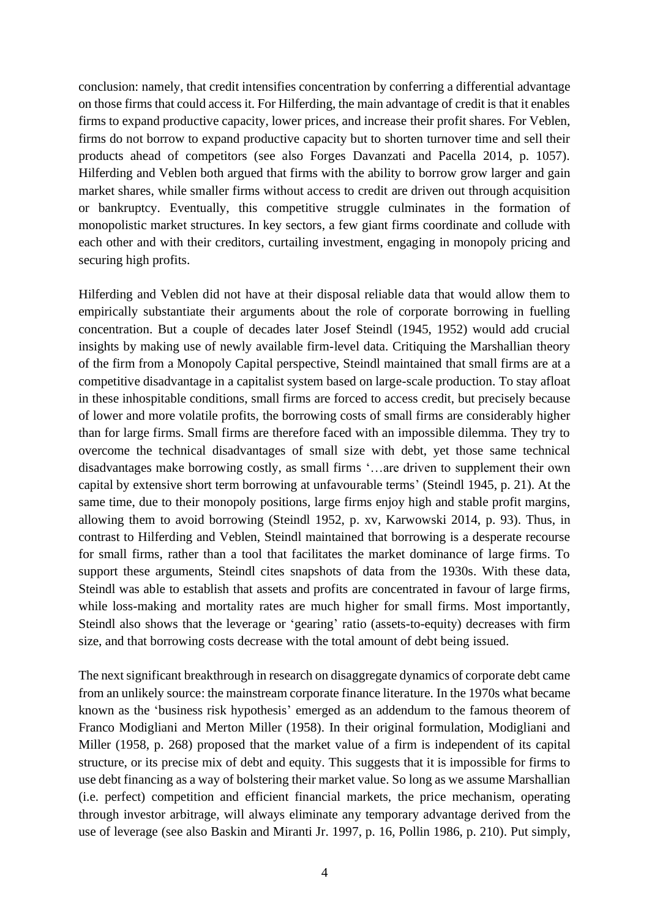conclusion: namely, that credit intensifies concentration by conferring a differential advantage on those firms that could access it. For Hilferding, the main advantage of credit is that it enables firms to expand productive capacity, lower prices, and increase their profit shares. For Veblen, firms do not borrow to expand productive capacity but to shorten turnover time and sell their products ahead of competitors (see also Forges Davanzati and Pacella 2014, p. 1057). Hilferding and Veblen both argued that firms with the ability to borrow grow larger and gain market shares, while smaller firms without access to credit are driven out through acquisition or bankruptcy. Eventually, this competitive struggle culminates in the formation of monopolistic market structures. In key sectors, a few giant firms coordinate and collude with each other and with their creditors, curtailing investment, engaging in monopoly pricing and securing high profits.

Hilferding and Veblen did not have at their disposal reliable data that would allow them to empirically substantiate their arguments about the role of corporate borrowing in fuelling concentration. But a couple of decades later Josef Steindl (1945, 1952) would add crucial insights by making use of newly available firm-level data. Critiquing the Marshallian theory of the firm from a Monopoly Capital perspective, Steindl maintained that small firms are at a competitive disadvantage in a capitalist system based on large-scale production. To stay afloat in these inhospitable conditions, small firms are forced to access credit, but precisely because of lower and more volatile profits, the borrowing costs of small firms are considerably higher than for large firms. Small firms are therefore faced with an impossible dilemma. They try to overcome the technical disadvantages of small size with debt, yet those same technical disadvantages make borrowing costly, as small firms '…are driven to supplement their own capital by extensive short term borrowing at unfavourable terms' (Steindl 1945, p. 21). At the same time, due to their monopoly positions, large firms enjoy high and stable profit margins, allowing them to avoid borrowing (Steindl 1952, p. xv, Karwowski 2014, p. 93). Thus, in contrast to Hilferding and Veblen, Steindl maintained that borrowing is a desperate recourse for small firms, rather than a tool that facilitates the market dominance of large firms. To support these arguments, Steindl cites snapshots of data from the 1930s. With these data, Steindl was able to establish that assets and profits are concentrated in favour of large firms, while loss-making and mortality rates are much higher for small firms. Most importantly, Steindl also shows that the leverage or 'gearing' ratio (assets-to-equity) decreases with firm size, and that borrowing costs decrease with the total amount of debt being issued.

The next significant breakthrough in research on disaggregate dynamics of corporate debt came from an unlikely source: the mainstream corporate finance literature. In the 1970s what became known as the 'business risk hypothesis' emerged as an addendum to the famous theorem of Franco Modigliani and Merton Miller (1958). In their original formulation, Modigliani and Miller (1958, p. 268) proposed that the market value of a firm is independent of its capital structure, or its precise mix of debt and equity. This suggests that it is impossible for firms to use debt financing as a way of bolstering their market value. So long as we assume Marshallian (i.e. perfect) competition and efficient financial markets, the price mechanism, operating through investor arbitrage, will always eliminate any temporary advantage derived from the use of leverage (see also Baskin and Miranti Jr. 1997, p. 16, Pollin 1986, p. 210). Put simply,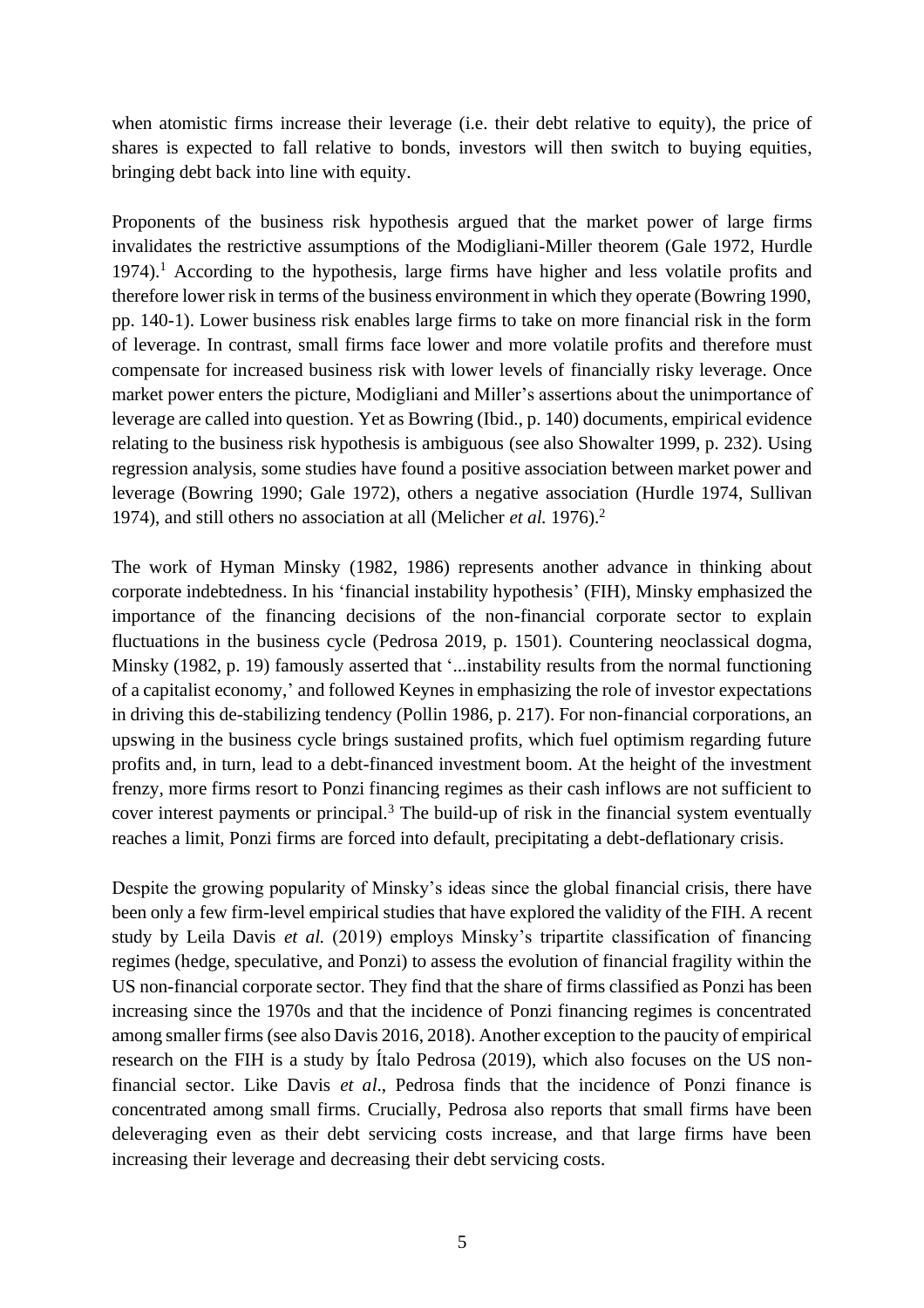when atomistic firms increase their leverage (i.e. their debt relative to equity), the price of shares is expected to fall relative to bonds, investors will then switch to buying equities, bringing debt back into line with equity.

Proponents of the business risk hypothesis argued that the market power of large firms invalidates the restrictive assumptions of the Modigliani-Miller theorem (Gale 1972, Hurdle 1974).[1] According to the hypothesis, large firms have higher and less volatile profits and therefore lower risk in terms of the business environment in which they operate (Bowring 1990, pp. 140-1). Lower business risk enables large firms to take on more financial risk in the form of leverage. In contrast, small firms face lower and more volatile profits and therefore must compensate for increased business risk with lower levels of financially risky leverage. Once market power enters the picture, Modigliani and Miller's assertions about the unimportance of leverage are called into question. Yet as Bowring (Ibid., p. 140) documents, empirical evidence relating to the business risk hypothesis is ambiguous (see also Showalter 1999, p. 232). Using regression analysis, some studies have found a positive association between market power and leverage (Bowring 1990; Gale 1972), others a negative association (Hurdle 1974, Sullivan 1974), and still others no association at all (Melicher *et al.* 1976).[2]

The work of Hyman Minsky (1982, 1986) represents another advance in thinking about corporate indebtedness. In his 'financial instability hypothesis' (FIH), Minsky emphasized the importance of the financing decisions of the non-financial corporate sector to explain fluctuations in the business cycle (Pedrosa 2019, p. 1501). Countering neoclassical dogma, Minsky (1982, p. 19) famously asserted that '...instability results from the normal functioning of a capitalist economy,' and followed Keynes in emphasizing the role of investor expectations in driving this de-stabilizing tendency (Pollin 1986, p. 217). For non-financial corporations, an upswing in the business cycle brings sustained profits, which fuel optimism regarding future profits and, in turn, lead to a debt-financed investment boom. At the height of the investment frenzy, more firms resort to Ponzi financing regimes as their cash inflows are not sufficient to cover interest payments or principal.[3] The build-up of risk in the financial system eventually reaches a limit, Ponzi firms are forced into default, precipitating a debt-deflationary crisis.

Despite the growing popularity of Minsky's ideas since the global financial crisis, there have been only a few firm-level empirical studies that have explored the validity of the FIH. A recent study by Leila Davis *et al.* (2019) employs Minsky's tripartite classification of financing regimes (hedge, speculative, and Ponzi) to assess the evolution of financial fragility within the US non-financial corporate sector. They find that the share of firms classified as Ponzi has been increasing since the 1970s and that the incidence of Ponzi financing regimes is concentrated among smaller firms (see also Davis 2016, 2018). Another exception to the paucity of empirical research on the FIH is a study by Ítalo Pedrosa (2019), which also focuses on the US non-financial sector. Like Davis *et al*., Pedrosa finds that the incidence of Ponzi finance is concentrated among small firms. Crucially, Pedrosa also reports that small firms have been deleveraging even as their debt servicing costs increase, and that large firms have been increasing their leverage and decreasing their debt servicing costs.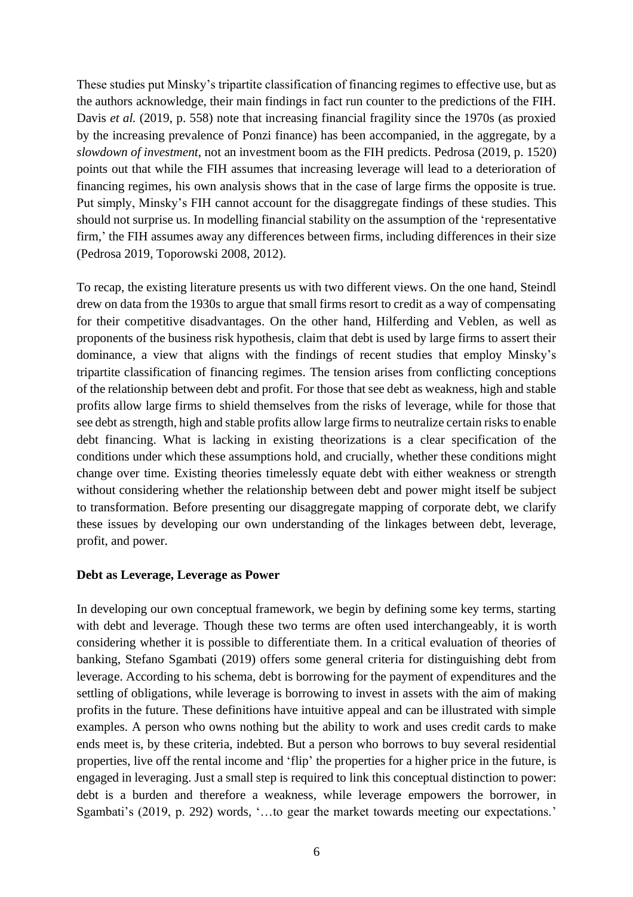These studies put Minsky's tripartite classification of financing regimes to effective use, but as the authors acknowledge, their main findings in fact run counter to the predictions of the FIH. Davis *et al.* (2019, p. 558) note that increasing financial fragility since the 1970s (as proxied by the increasing prevalence of Ponzi finance) has been accompanied, in the aggregate, by a *slowdown of investment*, not an investment boom as the FIH predicts. Pedrosa (2019, p. 1520) points out that while the FIH assumes that increasing leverage will lead to a deterioration of financing regimes, his own analysis shows that in the case of large firms the opposite is true. Put simply, Minsky's FIH cannot account for the disaggregate findings of these studies. This should not surprise us. In modelling financial stability on the assumption of the 'representative firm,' the FIH assumes away any differences between firms, including differences in their size (Pedrosa 2019, Toporowski 2008, 2012).

To recap, the existing literature presents us with two different views. On the one hand, Steindl drew on data from the 1930s to argue that small firms resort to credit as a way of compensating for their competitive disadvantages. On the other hand, Hilferding and Veblen, as well as proponents of the business risk hypothesis, claim that debt is used by large firms to assert their dominance, a view that aligns with the findings of recent studies that employ Minsky's tripartite classification of financing regimes. The tension arises from conflicting conceptions of the relationship between debt and profit. For those that see debt as weakness, high and stable profits allow large firms to shield themselves from the risks of leverage, while for those that see debt as strength, high and stable profits allow large firms to neutralize certain risks to enable debt financing. What is lacking in existing theorizations is a clear specification of the conditions under which these assumptions hold, and crucially, whether these conditions might change over time. Existing theories timelessly equate debt with either weakness or strength without considering whether the relationship between debt and power might itself be subject to transformation. Before presenting our disaggregate mapping of corporate debt, we clarify these issues by developing our own understanding of the linkages between debt, leverage, profit, and power.

**Debt as Leverage, Leverage as Power**

In developing our own conceptual framework, we begin by defining some key terms, starting with debt and leverage. Though these two terms are often used interchangeably, it is worth considering whether it is possible to differentiate them. In a critical evaluation of theories of banking, Stefano Sgambati (2019) offers some general criteria for distinguishing debt from leverage. According to his schema, debt is borrowing for the payment of expenditures and the settling of obligations, while leverage is borrowing to invest in assets with the aim of making profits in the future. These definitions have intuitive appeal and can be illustrated with simple examples. A person who owns nothing but the ability to work and uses credit cards to make ends meet is, by these criteria, indebted. But a person who borrows to buy several residential properties, live off the rental income and 'flip' the properties for a higher price in the future, is engaged in leveraging. Just a small step is required to link this conceptual distinction to power: debt is a burden and therefore a weakness, while leverage empowers the borrower, in Sgambati's (2019, p. 292) words, '…to gear the market towards meeting our expectations.'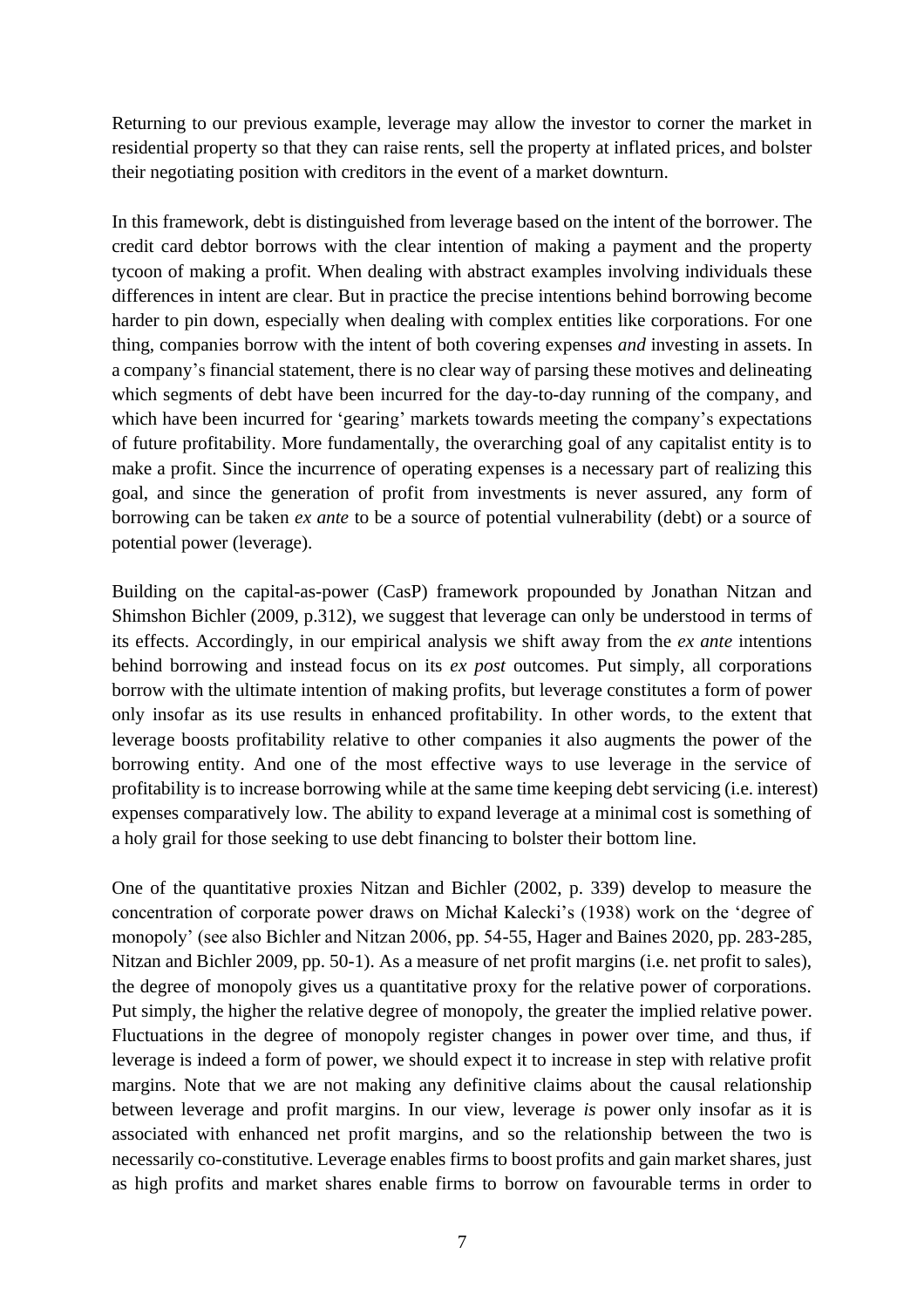Returning to our previous example, leverage may allow the investor to corner the market in residential property so that they can raise rents, sell the property at inflated prices, and bolster their negotiating position with creditors in the event of a market downturn.

In this framework, debt is distinguished from leverage based on the intent of the borrower. The credit card debtor borrows with the clear intention of making a payment and the property tycoon of making a profit. When dealing with abstract examples involving individuals these differences in intent are clear. But in practice the precise intentions behind borrowing become harder to pin down, especially when dealing with complex entities like corporations. For one thing, companies borrow with the intent of both covering expenses *and* investing in assets. In a company's financial statement, there is no clear way of parsing these motives and delineating which segments of debt have been incurred for the day-to-day running of the company, and which have been incurred for 'gearing' markets towards meeting the company's expectations of future profitability. More fundamentally, the overarching goal of any capitalist entity is to make a profit. Since the incurrence of operating expenses is a necessary part of realizing this goal, and since the generation of profit from investments is never assured, any form of borrowing can be taken *ex ante* to be a source of potential vulnerability (debt) or a source of potential power (leverage).

Building on the capital-as-power (CasP) framework propounded by Jonathan Nitzan and Shimshon Bichler (2009, p.312), we suggest that leverage can only be understood in terms of its effects. Accordingly, in our empirical analysis we shift away from the *ex ante* intentions behind borrowing and instead focus on its *ex post* outcomes. Put simply, all corporations borrow with the ultimate intention of making profits, but leverage constitutes a form of power only insofar as its use results in enhanced profitability. In other words, to the extent that leverage boosts profitability relative to other companies it also augments the power of the borrowing entity. And one of the most effective ways to use leverage in the service of profitability is to increase borrowing while at the same time keeping debt servicing (i.e. interest) expenses comparatively low. The ability to expand leverage at a minimal cost is something of a holy grail for those seeking to use debt financing to bolster their bottom line.

One of the quantitative proxies Nitzan and Bichler (2002, p. 339) develop to measure the concentration of corporate power draws on Michał Kalecki's (1938) work on the 'degree of monopoly' (see also Bichler and Nitzan 2006, pp. 54-55, Hager and Baines 2020, pp. 283-285, Nitzan and Bichler 2009, pp. 50-1). As a measure of net profit margins (i.e. net profit to sales), the degree of monopoly gives us a quantitative proxy for the relative power of corporations. Put simply, the higher the relative degree of monopoly, the greater the implied relative power. Fluctuations in the degree of monopoly register changes in power over time, and thus, if leverage is indeed a form of power, we should expect it to increase in step with relative profit margins. Note that we are not making any definitive claims about the causal relationship between leverage and profit margins. In our view, leverage *is* power only insofar as it is associated with enhanced net profit margins, and so the relationship between the two is necessarily co-constitutive. Leverage enables firms to boost profits and gain market shares, just as high profits and market shares enable firms to borrow on favourable terms in order to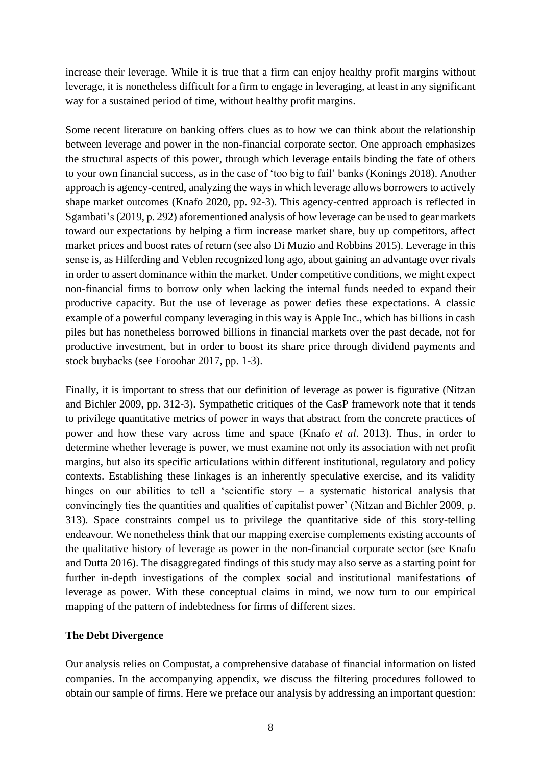increase their leverage. While it is true that a firm can enjoy healthy profit margins without leverage, it is nonetheless difficult for a firm to engage in leveraging, at least in any significant way for a sustained period of time, without healthy profit margins.

Some recent literature on banking offers clues as to how we can think about the relationship between leverage and power in the non-financial corporate sector. One approach emphasizes the structural aspects of this power, through which leverage entails binding the fate of others to your own financial success, as in the case of 'too big to fail' banks (Konings 2018). Another approach is agency-centred, analyzing the ways in which leverage allows borrowers to actively shape market outcomes (Knafo 2020, pp. 92-3). This agency-centred approach is reflected in Sgambati's (2019, p. 292) aforementioned analysis of how leverage can be used to gear markets toward our expectations by helping a firm increase market share, buy up competitors, affect market prices and boost rates of return (see also Di Muzio and Robbins 2015). Leverage in this sense is, as Hilferding and Veblen recognized long ago, about gaining an advantage over rivals in order to assert dominance within the market. Under competitive conditions, we might expect non-financial firms to borrow only when lacking the internal funds needed to expand their productive capacity. But the use of leverage as power defies these expectations. A classic example of a powerful company leveraging in this way is Apple Inc., which has billions in cash piles but has nonetheless borrowed billions in financial markets over the past decade, not for productive investment, but in order to boost its share price through dividend payments and stock buybacks (see Foroohar 2017, pp. 1-3).

Finally, it is important to stress that our definition of leverage as power is figurative (Nitzan and Bichler 2009, pp. 312-3). Sympathetic critiques of the CasP framework note that it tends to privilege quantitative metrics of power in ways that abstract from the concrete practices of power and how these vary across time and space (Knafo *et al.* 2013). Thus, in order to determine whether leverage is power, we must examine not only its association with net profit margins, but also its specific articulations within different institutional, regulatory and policy contexts. Establishing these linkages is an inherently speculative exercise, and its validity hinges on our abilities to tell a 'scientific story – a systematic historical analysis that convincingly ties the quantities and qualities of capitalist power' (Nitzan and Bichler 2009, p. 313). Space constraints compel us to privilege the quantitative side of this story-telling endeavour. We nonetheless think that our mapping exercise complements existing accounts of the qualitative history of leverage as power in the non-financial corporate sector (see Knafo and Dutta 2016). The disaggregated findings of this study may also serve as a starting point for further in-depth investigations of the complex social and institutional manifestations of leverage as power. With these conceptual claims in mind, we now turn to our empirical mapping of the pattern of indebtedness for firms of different sizes.

**The Debt Divergence**

Our analysis relies on Compustat, a comprehensive database of financial information on listed companies. In the accompanying appendix, we discuss the filtering procedures followed to obtain our sample of firms. Here we preface our analysis by addressing an important question: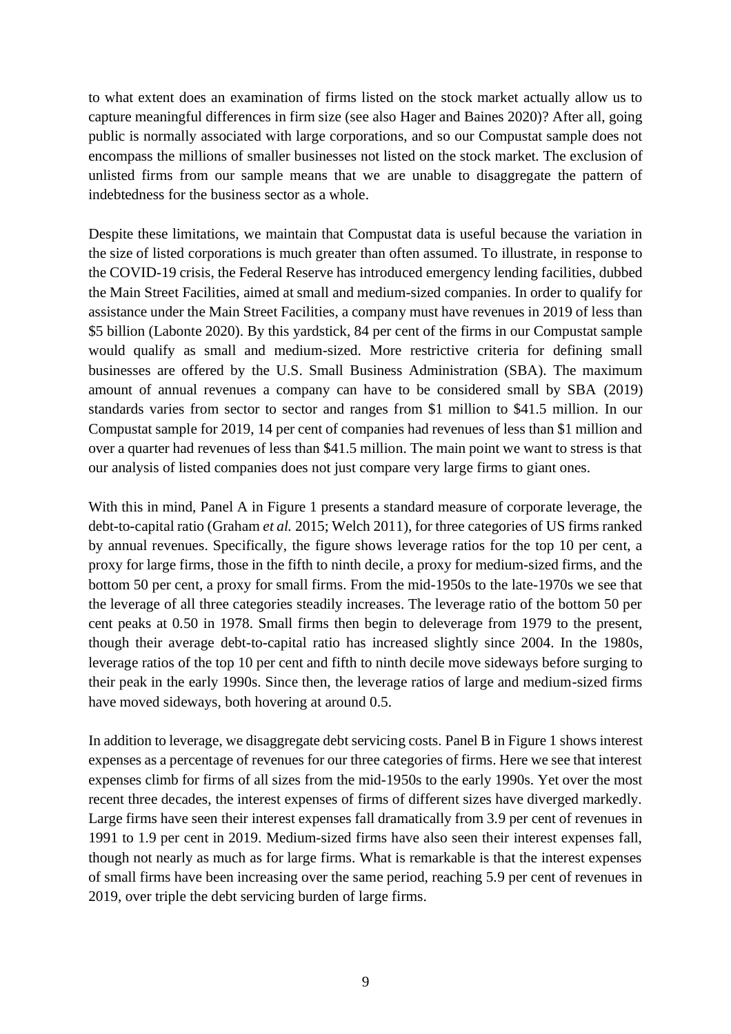to what extent does an examination of firms listed on the stock market actually allow us to capture meaningful differences in firm size (see also Hager and Baines 2020)? After all, going public is normally associated with large corporations, and so our Compustat sample does not encompass the millions of smaller businesses not listed on the stock market. The exclusion of unlisted firms from our sample means that we are unable to disaggregate the pattern of indebtedness for the business sector as a whole.

Despite these limitations, we maintain that Compustat data is useful because the variation in the size of listed corporations is much greater than often assumed. To illustrate, in response to the COVID-19 crisis, the Federal Reserve has introduced emergency lending facilities, dubbed the Main Street Facilities, aimed at small and medium-sized companies. In order to qualify for assistance under the Main Street Facilities, a company must have revenues in 2019 of less than \$5 billion (Labonte 2020). By this yardstick, 84 per cent of the firms in our Compustat sample would qualify as small and medium-sized. More restrictive criteria for defining small businesses are offered by the U.S. Small Business Administration (SBA). The maximum amount of annual revenues a company can have to be considered small by SBA (2019) standards varies from sector to sector and ranges from \$1 million to \$41.5 million. In our Compustat sample for 2019, 14 per cent of companies had revenues of less than \$1 million and over a quarter had revenues of less than \$41.5 million. The main point we want to stress is that our analysis of listed companies does not just compare very large firms to giant ones.

With this in mind, Panel A in Figure 1 presents a standard measure of corporate leverage, the debt-to-capital ratio (Graham *et al.* 2015; Welch 2011), for three categories of US firms ranked by annual revenues. Specifically, the figure shows leverage ratios for the top 10 per cent, a proxy for large firms, those in the fifth to ninth decile, a proxy for medium-sized firms, and the bottom 50 per cent, a proxy for small firms. From the mid-1950s to the late-1970s we see that the leverage of all three categories steadily increases. The leverage ratio of the bottom 50 per cent peaks at 0.50 in 1978. Small firms then begin to deleverage from 1979 to the present, though their average debt-to-capital ratio has increased slightly since 2004. In the 1980s, leverage ratios of the top 10 per cent and fifth to ninth decile move sideways before surging to their peak in the early 1990s. Since then, the leverage ratios of large and medium-sized firms have moved sideways, both hovering at around 0.5.

In addition to leverage, we disaggregate debt servicing costs. Panel B in Figure 1 shows interest expenses as a percentage of revenues for our three categories of firms. Here we see that interest expenses climb for firms of all sizes from the mid-1950s to the early 1990s. Yet over the most recent three decades, the interest expenses of firms of different sizes have diverged markedly. Large firms have seen their interest expenses fall dramatically from 3.9 per cent of revenues in 1991 to 1.9 per cent in 2019. Medium-sized firms have also seen their interest expenses fall, though not nearly as much as for large firms. What is remarkable is that the interest expenses of small firms have been increasing over the same period, reaching 5.9 per cent of revenues in 2019, over triple the debt servicing burden of large firms.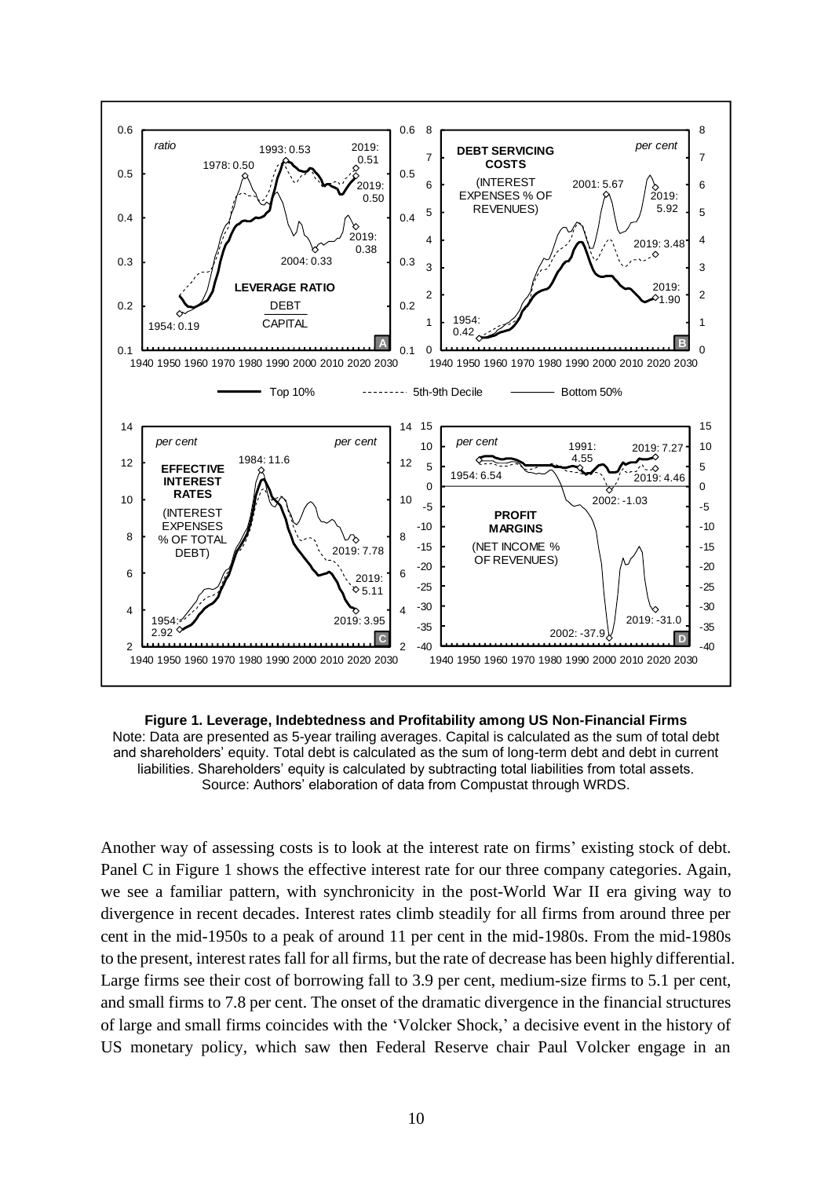**Figure 1. Leverage, Indebtedness and Profitability among US Non-Financial Firms**
Note: Data are presented as 5-year trailing averages. Capital is calculated as the sum of total debt and shareholders' equity. Total debt is calculated as the sum of long-term debt and debt in current liabilities. Shareholders' equity is calculated by subtracting total liabilities from total assets.
Source: Authors' elaboration of data from Compustat through WRDS.

Another way of assessing costs is to look at the interest rate on firms' existing stock of debt. Panel C in Figure 1 shows the effective interest rate for our three company categories. Again, we see a familiar pattern, with synchronicity in the post-World War II era giving way to divergence in recent decades. Interest rates climb steadily for all firms from around three per cent in the mid-1950s to a peak of around 11 per cent in the mid-1980s. From the mid-1980s to the present, interest rates fall for all firms, but the rate of decrease has been highly differential. Large firms see their cost of borrowing fall to 3.9 per cent, medium-size firms to 5.1 per cent, and small firms to 7.8 per cent. The onset of the dramatic divergence in the financial structures of large and small firms coincides with the 'Volcker Shock,' a decisive event in the history of US monetary policy, which saw then Federal Reserve chair Paul Volcker engage in an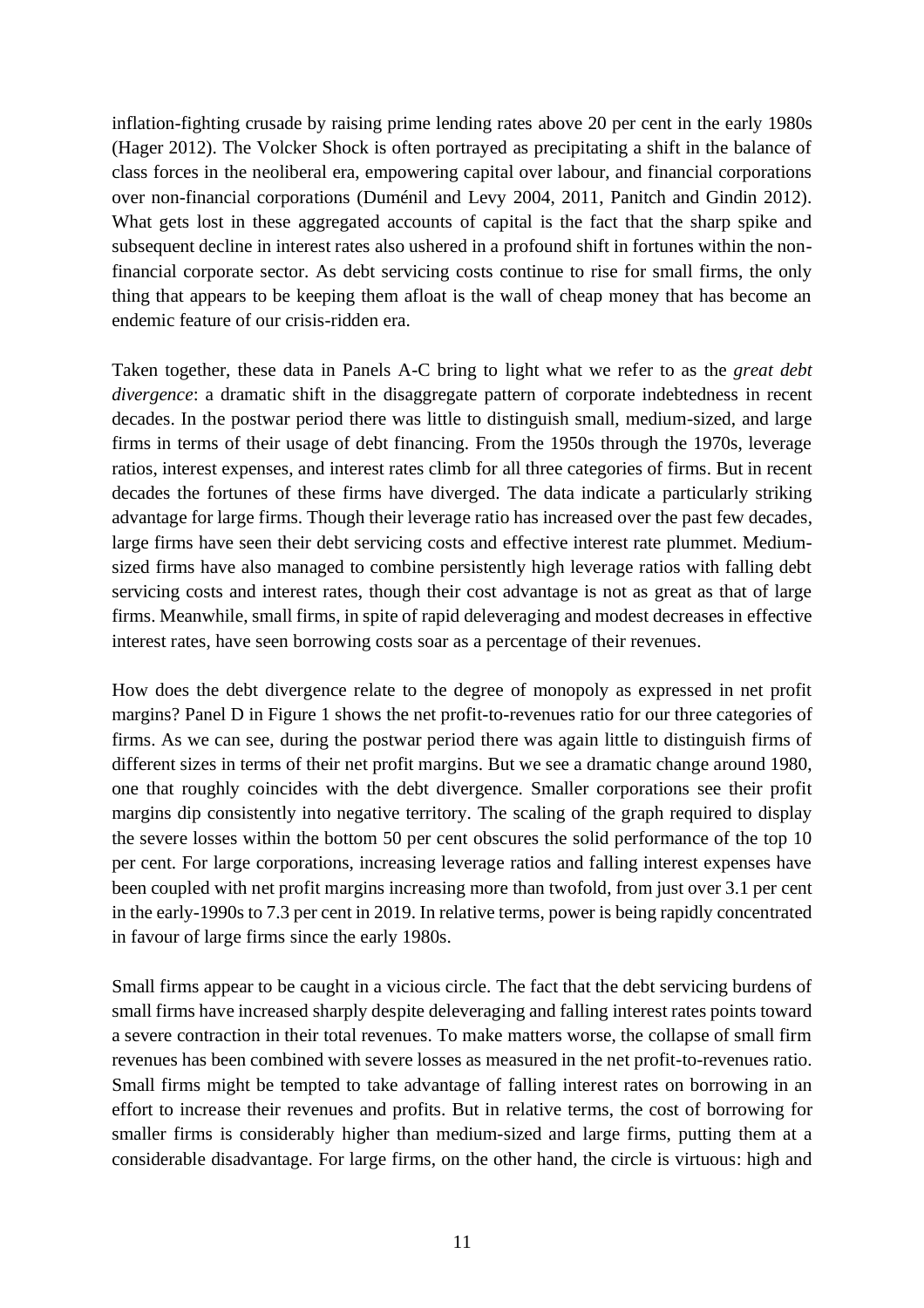inflation-fighting crusade by raising prime lending rates above 20 per cent in the early 1980s (Hager 2012). The Volcker Shock is often portrayed as precipitating a shift in the balance of class forces in the neoliberal era, empowering capital over labour, and financial corporations over non-financial corporations (Duménil and Levy 2004, 2011, Panitch and Gindin 2012). What gets lost in these aggregated accounts of capital is the fact that the sharp spike and subsequent decline in interest rates also ushered in a profound shift in fortunes within the non-financial corporate sector. As debt servicing costs continue to rise for small firms, the only thing that appears to be keeping them afloat is the wall of cheap money that has become an endemic feature of our crisis-ridden era.

Taken together, these data in Panels A-C bring to light what we refer to as the *great debt divergence*: a dramatic shift in the disaggregate pattern of corporate indebtedness in recent decades. In the postwar period there was little to distinguish small, medium-sized, and large firms in terms of their usage of debt financing. From the 1950s through the 1970s, leverage ratios, interest expenses, and interest rates climb for all three categories of firms. But in recent decades the fortunes of these firms have diverged. The data indicate a particularly striking advantage for large firms. Though their leverage ratio has increased over the past few decades, large firms have seen their debt servicing costs and effective interest rate plummet. Medium-sized firms have also managed to combine persistently high leverage ratios with falling debt servicing costs and interest rates, though their cost advantage is not as great as that of large firms. Meanwhile, small firms, in spite of rapid deleveraging and modest decreases in effective interest rates, have seen borrowing costs soar as a percentage of their revenues.

How does the debt divergence relate to the degree of monopoly as expressed in net profit margins? Panel D in Figure 1 shows the net profit-to-revenues ratio for our three categories of firms. As we can see, during the postwar period there was again little to distinguish firms of different sizes in terms of their net profit margins. But we see a dramatic change around 1980, one that roughly coincides with the debt divergence. Smaller corporations see their profit margins dip consistently into negative territory. The scaling of the graph required to display the severe losses within the bottom 50 per cent obscures the solid performance of the top 10 per cent. For large corporations, increasing leverage ratios and falling interest expenses have been coupled with net profit margins increasing more than twofold, from just over 3.1 per cent in the early-1990s to 7.3 per cent in 2019. In relative terms, power is being rapidly concentrated in favour of large firms since the early 1980s.

Small firms appear to be caught in a vicious circle. The fact that the debt servicing burdens of small firms have increased sharply despite deleveraging and falling interest rates points toward a severe contraction in their total revenues. To make matters worse, the collapse of small firm revenues has been combined with severe losses as measured in the net profit-to-revenues ratio. Small firms might be tempted to take advantage of falling interest rates on borrowing in an effort to increase their revenues and profits. But in relative terms, the cost of borrowing for smaller firms is considerably higher than medium-sized and large firms, putting them at a considerable disadvantage. For large firms, on the other hand, the circle is virtuous: high and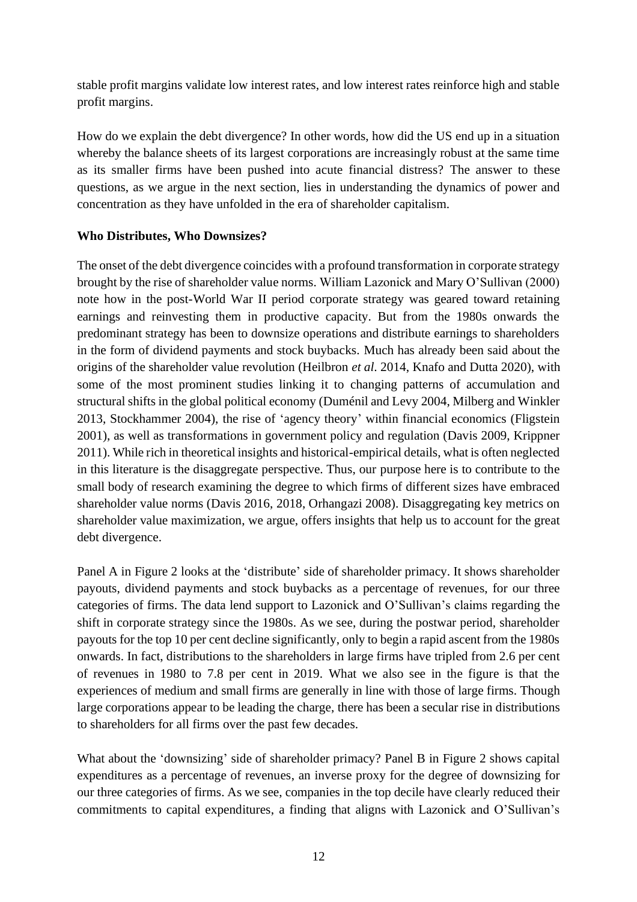stable profit margins validate low interest rates, and low interest rates reinforce high and stable profit margins.

How do we explain the debt divergence? In other words, how did the US end up in a situation whereby the balance sheets of its largest corporations are increasingly robust at the same time as its smaller firms have been pushed into acute financial distress? The answer to these questions, as we argue in the next section, lies in understanding the dynamics of power and concentration as they have unfolded in the era of shareholder capitalism.

**Who Distributes, Who Downsizes?**

The onset of the debt divergence coincides with a profound transformation in corporate strategy brought by the rise of shareholder value norms. William Lazonick and Mary O'Sullivan (2000) note how in the post-World War II period corporate strategy was geared toward retaining earnings and reinvesting them in productive capacity. But from the 1980s onwards the predominant strategy has been to downsize operations and distribute earnings to shareholders in the form of dividend payments and stock buybacks. Much has already been said about the origins of the shareholder value revolution (Heilbron *et al*. 2014, Knafo and Dutta 2020), with some of the most prominent studies linking it to changing patterns of accumulation and structural shifts in the global political economy (Duménil and Levy 2004, Milberg and Winkler 2013, Stockhammer 2004), the rise of 'agency theory' within financial economics (Fligstein 2001), as well as transformations in government policy and regulation (Davis 2009, Krippner 2011). While rich in theoretical insights and historical-empirical details, what is often neglected in this literature is the disaggregate perspective. Thus, our purpose here is to contribute to the small body of research examining the degree to which firms of different sizes have embraced shareholder value norms (Davis 2016, 2018, Orhangazi 2008). Disaggregating key metrics on shareholder value maximization, we argue, offers insights that help us to account for the great debt divergence.

Panel A in Figure 2 looks at the 'distribute' side of shareholder primacy. It shows shareholder payouts, dividend payments and stock buybacks as a percentage of revenues, for our three categories of firms. The data lend support to Lazonick and O'Sullivan's claims regarding the shift in corporate strategy since the 1980s. As we see, during the postwar period, shareholder payouts for the top 10 per cent decline significantly, only to begin a rapid ascent from the 1980s onwards. In fact, distributions to the shareholders in large firms have tripled from 2.6 per cent of revenues in 1980 to 7.8 per cent in 2019. What we also see in the figure is that the experiences of medium and small firms are generally in line with those of large firms. Though large corporations appear to be leading the charge, there has been a secular rise in distributions to shareholders for all firms over the past few decades.

What about the 'downsizing' side of shareholder primacy? Panel B in Figure 2 shows capital expenditures as a percentage of revenues, an inverse proxy for the degree of downsizing for our three categories of firms. As we see, companies in the top decile have clearly reduced their commitments to capital expenditures, a finding that aligns with Lazonick and O'Sullivan's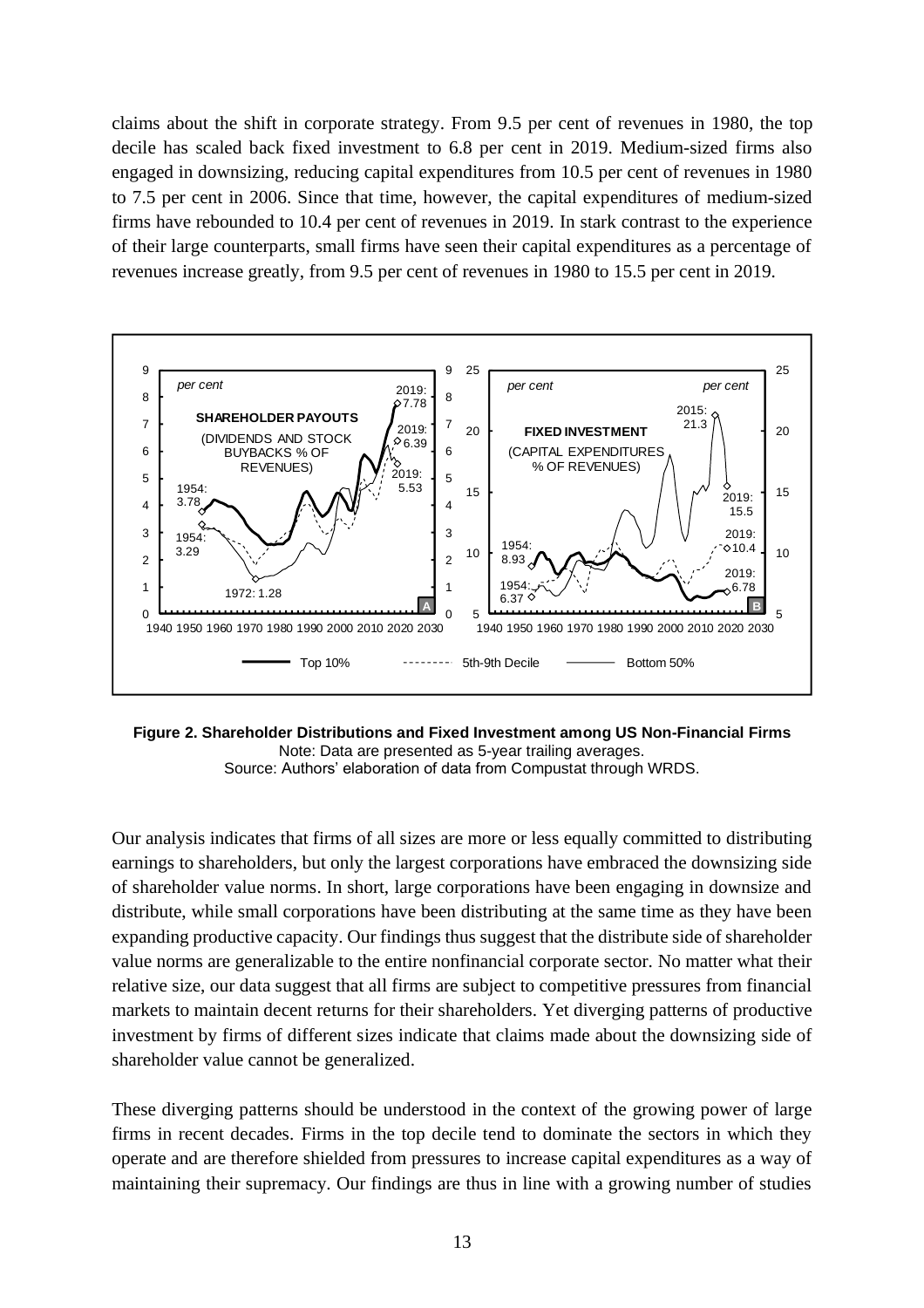claims about the shift in corporate strategy. From 9.5 per cent of revenues in 1980, the top decile has scaled back fixed investment to 6.8 per cent in 2019. Medium-sized firms also engaged in downsizing, reducing capital expenditures from 10.5 per cent of revenues in 1980 to 7.5 per cent in 2006. Since that time, however, the capital expenditures of medium-sized firms have rebounded to 10.4 per cent of revenues in 2019. In stark contrast to the experience of their large counterparts, small firms have seen their capital expenditures as a percentage of revenues increase greatly, from 9.5 per cent of revenues in 1980 to 15.5 per cent in 2019.

**Figure 2. Shareholder Distributions and Fixed Investment among US Non-Financial Firms**
Note: Data are presented as 5-year trailing averages.
Source: Authors' elaboration of data from Compustat through WRDS.

Our analysis indicates that firms of all sizes are more or less equally committed to distributing earnings to shareholders, but only the largest corporations have embraced the downsizing side of shareholder value norms. In short, large corporations have been engaging in downsize and distribute, while small corporations have been distributing at the same time as they have been expanding productive capacity. Our findings thus suggest that the distribute side of shareholder value norms are generalizable to the entire nonfinancial corporate sector. No matter what their relative size, our data suggest that all firms are subject to competitive pressures from financial markets to maintain decent returns for their shareholders. Yet diverging patterns of productive investment by firms of different sizes indicate that claims made about the downsizing side of shareholder value cannot be generalized.

These diverging patterns should be understood in the context of the growing power of large firms in recent decades. Firms in the top decile tend to dominate the sectors in which they operate and are therefore shielded from pressures to increase capital expenditures as a way of maintaining their supremacy. Our findings are thus in line with a growing number of studies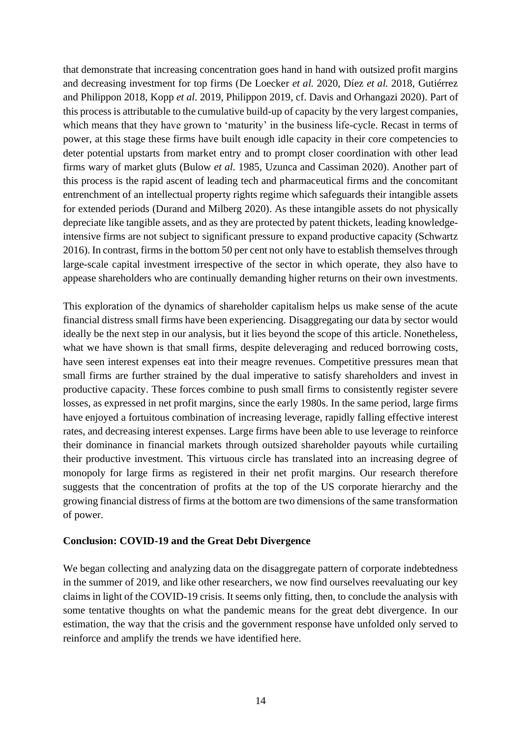that demonstrate that increasing concentration goes hand in hand with outsized profit margins and decreasing investment for top firms (De Loecker *et al.* 2020, Díez *et al.* 2018, Gutiérrez and Philippon 2018, Kopp *et al.* 2019, Philippon 2019, cf. Davis and Orhangazi 2020). Part of this process is attributable to the cumulative build-up of capacity by the very largest companies, which means that they have grown to 'maturity' in the business life-cycle. Recast in terms of power, at this stage these firms have built enough idle capacity in their core competencies to deter potential upstarts from market entry and to prompt closer coordination with other lead firms wary of market gluts (Bulow *et al.* 1985, Uzunca and Cassiman 2020). Another part of this process is the rapid ascent of leading tech and pharmaceutical firms and the concomitant entrenchment of an intellectual property rights regime which safeguards their intangible assets for extended periods (Durand and Milberg 2020). As these intangible assets do not physically depreciate like tangible assets, and as they are protected by patent thickets, leading knowledge-intensive firms are not subject to significant pressure to expand productive capacity (Schwartz 2016). In contrast, firms in the bottom 50 per cent not only have to establish themselves through large-scale capital investment irrespective of the sector in which operate, they also have to appease shareholders who are continually demanding higher returns on their own investments.

This exploration of the dynamics of shareholder capitalism helps us make sense of the acute financial distress small firms have been experiencing. Disaggregating our data by sector would ideally be the next step in our analysis, but it lies beyond the scope of this article. Nonetheless, what we have shown is that small firms, despite deleveraging and reduced borrowing costs, have seen interest expenses eat into their meagre revenues. Competitive pressures mean that small firms are further strained by the dual imperative to satisfy shareholders and invest in productive capacity. These forces combine to push small firms to consistently register severe losses, as expressed in net profit margins, since the early 1980s. In the same period, large firms have enjoyed a fortuitous combination of increasing leverage, rapidly falling effective interest rates, and decreasing interest expenses. Large firms have been able to use leverage to reinforce their dominance in financial markets through outsized shareholder payouts while curtailing their productive investment. This virtuous circle has translated into an increasing degree of monopoly for large firms as registered in their net profit margins. Our research therefore suggests that the concentration of profits at the top of the US corporate hierarchy and the growing financial distress of firms at the bottom are two dimensions of the same transformation of power.

## Conclusion: COVID-19 and the Great Debt Divergence

We began collecting and analyzing data on the disaggregate pattern of corporate indebtedness in the summer of 2019, and like other researchers, we now find ourselves reevaluating our key claims in light of the COVID-19 crisis. It seems only fitting, then, to conclude the analysis with some tentative thoughts on what the pandemic means for the great debt divergence. In our estimation, the way that the crisis and the government response have unfolded only served to reinforce and amplify the trends we have identified here.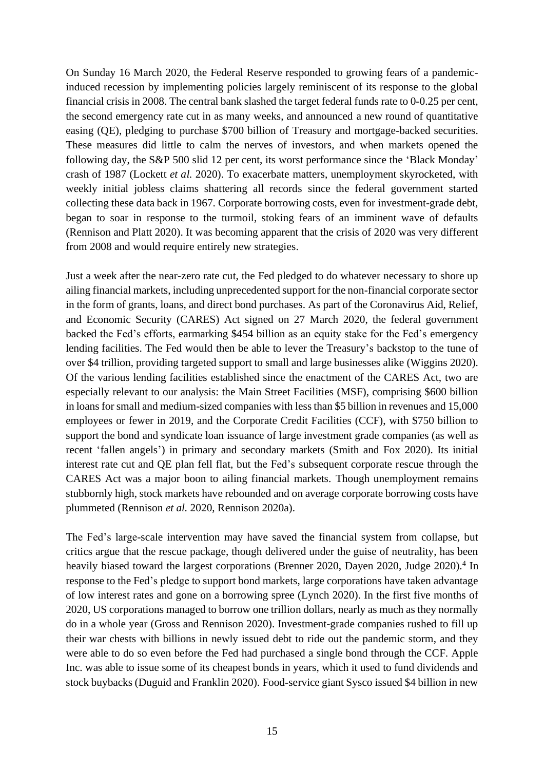On Sunday 16 March 2020, the Federal Reserve responded to growing fears of a pandemic-induced recession by implementing policies largely reminiscent of its response to the global financial crisis in 2008. The central bank slashed the target federal funds rate to 0-0.25 per cent, the second emergency rate cut in as many weeks, and announced a new round of quantitative easing (QE), pledging to purchase $700 billion of Treasury and mortgage-backed securities. These measures did little to calm the nerves of investors, and when markets opened the following day, the S&P 500 slid 12 per cent, its worst performance since the 'Black Monday' crash of 1987 (Lockett *et al.* 2020). To exacerbate matters, unemployment skyrocketed, with weekly initial jobless claims shattering all records since the federal government started collecting these data back in 1967. Corporate borrowing costs, even for investment-grade debt, began to soar in response to the turmoil, stoking fears of an imminent wave of defaults (Rennison and Platt 2020). It was becoming apparent that the crisis of 2020 was very different from 2008 and would require entirely new strategies.

Just a week after the near-zero rate cut, the Fed pledged to do whatever necessary to shore up ailing financial markets, including unprecedented support for the non-financial corporate sector in the form of grants, loans, and direct bond purchases. As part of the Coronavirus Aid, Relief, and Economic Security (CARES) Act signed on 27 March 2020, the federal government backed the Fed's efforts, earmarking $454 billion as an equity stake for the Fed's emergency lending facilities. The Fed would then be able to lever the Treasury's backstop to the tune of over $4 trillion, providing targeted support to small and large businesses alike (Wiggins 2020). Of the various lending facilities established since the enactment of the CARES Act, two are especially relevant to our analysis: the Main Street Facilities (MSF), comprising $600 billion in loans for small and medium-sized companies with less than $5 billion in revenues and 15,000 employees or fewer in 2019, and the Corporate Credit Facilities (CCF), with $750 billion to support the bond and syndicate loan issuance of large investment grade companies (as well as recent 'fallen angels') in primary and secondary markets (Smith and Fox 2020). Its initial interest rate cut and QE plan fell flat, but the Fed's subsequent corporate rescue through the CARES Act was a major boon to ailing financial markets. Though unemployment remains stubbornly high, stock markets have rebounded and on average corporate borrowing costs have plummeted (Rennison *et al.* 2020, Rennison 2020a).

The Fed's large-scale intervention may have saved the financial system from collapse, but critics argue that the rescue package, though delivered under the guise of neutrality, has been heavily biased toward the largest corporations (Brenner 2020, Dayen 2020, Judge 2020).[4] In response to the Fed's pledge to support bond markets, large corporations have taken advantage of low interest rates and gone on a borrowing spree (Lynch 2020). In the first five months of 2020, US corporations managed to borrow one trillion dollars, nearly as much as they normally do in a whole year (Gross and Rennison 2020). Investment-grade companies rushed to fill up their war chests with billions in newly issued debt to ride out the pandemic storm, and they were able to do so even before the Fed had purchased a single bond through the CCF. Apple Inc. was able to issue some of its cheapest bonds in years, which it used to fund dividends and stock buybacks (Duguid and Franklin 2020). Food-service giant Sysco issued $4 billion in new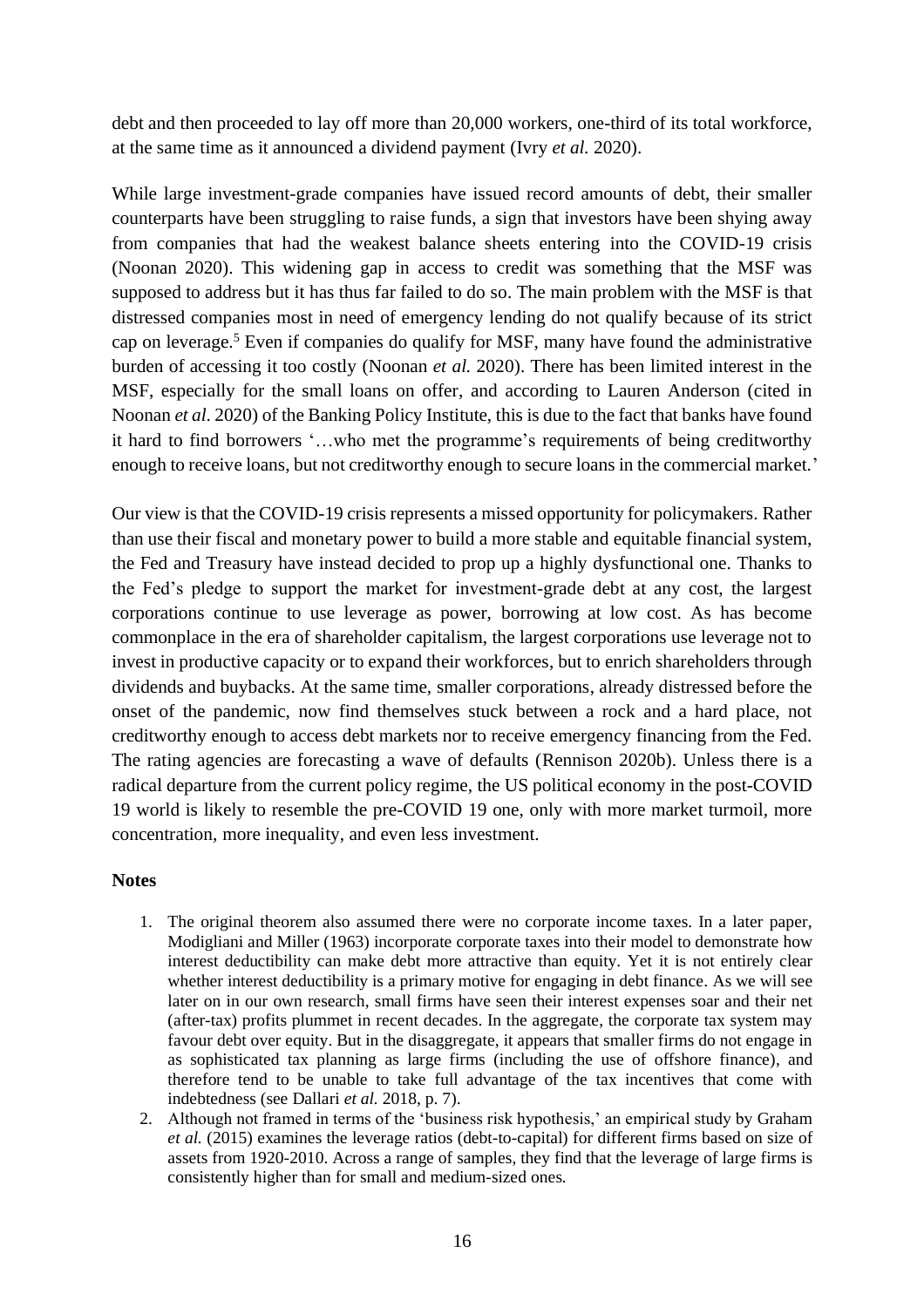debt and then proceeded to lay off more than 20,000 workers, one-third of its total workforce, at the same time as it announced a dividend payment (Ivry *et al.* 2020).

While large investment-grade companies have issued record amounts of debt, their smaller counterparts have been struggling to raise funds, a sign that investors have been shying away from companies that had the weakest balance sheets entering into the COVID-19 crisis (Noonan 2020). This widening gap in access to credit was something that the MSF was supposed to address but it has thus far failed to do so. The main problem with the MSF is that distressed companies most in need of emergency lending do not qualify because of its strict cap on leverage.[5] Even if companies do qualify for MSF, many have found the administrative burden of accessing it too costly (Noonan *et al.* 2020). There has been limited interest in the MSF, especially for the small loans on offer, and according to Lauren Anderson (cited in Noonan *et al*. 2020) of the Banking Policy Institute, this is due to the fact that banks have found it hard to find borrowers '…who met the programme's requirements of being creditworthy enough to receive loans, but not creditworthy enough to secure loans in the commercial market.'

Our view is that the COVID-19 crisis represents a missed opportunity for policymakers. Rather than use their fiscal and monetary power to build a more stable and equitable financial system, the Fed and Treasury have instead decided to prop up a highly dysfunctional one. Thanks to the Fed's pledge to support the market for investment-grade debt at any cost, the largest corporations continue to use leverage as power, borrowing at low cost. As has become commonplace in the era of shareholder capitalism, the largest corporations use leverage not to invest in productive capacity or to expand their workforces, but to enrich shareholders through dividends and buybacks. At the same time, smaller corporations, already distressed before the onset of the pandemic, now find themselves stuck between a rock and a hard place, not creditworthy enough to access debt markets nor to receive emergency financing from the Fed. The rating agencies are forecasting a wave of defaults (Rennison 2020b). Unless there is a radical departure from the current policy regime, the US political economy in the post-COVID 19 world is likely to resemble the pre-COVID 19 one, only with more market turmoil, more concentration, more inequality, and even less investment.

**Notes**

1. The original theorem also assumed there were no corporate income taxes. In a later paper, Modigliani and Miller (1963) incorporate corporate taxes into their model to demonstrate how interest deductibility can make debt more attractive than equity. Yet it is not entirely clear whether interest deductibility is a primary motive for engaging in debt finance. As we will see later on in our own research, small firms have seen their interest expenses soar and their net (after-tax) profits plummet in recent decades. In the aggregate, the corporate tax system may favour debt over equity. But in the disaggregate, it appears that smaller firms do not engage in as sophisticated tax planning as large firms (including the use of offshore finance), and therefore tend to be unable to take full advantage of the tax incentives that come with indebtedness (see Dallari *et al.* 2018, p. 7).
2. Although not framed in terms of the 'business risk hypothesis,' an empirical study by Graham *et al.* (2015) examines the leverage ratios (debt-to-capital) for different firms based on size of assets from 1920-2010. Across a range of samples, they find that the leverage of large firms is consistently higher than for small and medium-sized ones.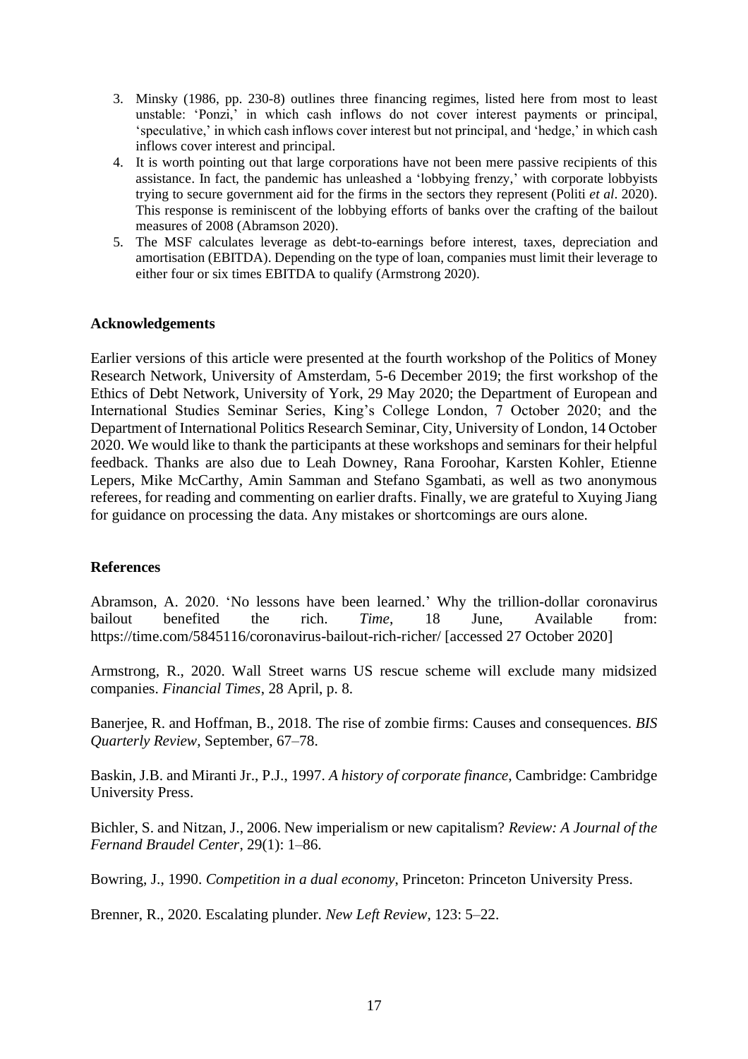3. Minsky (1986, pp. 230-8) outlines three financing regimes, listed here from most to least unstable: 'Ponzi,' in which cash inflows do not cover interest payments or principal, 'speculative,' in which cash inflows cover interest but not principal, and 'hedge,' in which cash inflows cover interest and principal.
4. It is worth pointing out that large corporations have not been mere passive recipients of this assistance. In fact, the pandemic has unleashed a 'lobbying frenzy,' with corporate lobbyists trying to secure government aid for the firms in the sectors they represent (Politi *et al*. 2020). This response is reminiscent of the lobbying efforts of banks over the crafting of the bailout measures of 2008 (Abramson 2020).
5. The MSF calculates leverage as debt-to-earnings before interest, taxes, depreciation and amortisation (EBITDA). Depending on the type of loan, companies must limit their leverage to either four or six times EBITDA to qualify (Armstrong 2020).

**Acknowledgements**

Earlier versions of this article were presented at the fourth workshop of the Politics of Money Research Network, University of Amsterdam, 5-6 December 2019; the first workshop of the Ethics of Debt Network, University of York, 29 May 2020; the Department of European and International Studies Seminar Series, King's College London, 7 October 2020; and the Department of International Politics Research Seminar, City, University of London, 14 October 2020. We would like to thank the participants at these workshops and seminars for their helpful feedback. Thanks are also due to Leah Downey, Rana Foroohar, Karsten Kohler, Etienne Lepers, Mike McCarthy, Amin Samman and Stefano Sgambati, as well as two anonymous referees, for reading and commenting on earlier drafts. Finally, we are grateful to Xuying Jiang for guidance on processing the data. Any mistakes or shortcomings are ours alone.

**References**

Abramson, A. 2020. 'No lessons have been learned.' Why the trillion-dollar coronavirus bailout benefited the rich. *Time*, 18 June, Available from: https://time.com/5845116/coronavirus-bailout-rich-richer/ [accessed 27 October 2020]

Armstrong, R., 2020. Wall Street warns US rescue scheme will exclude many midsized companies. *Financial Times*, 28 April, p. 8.

Banerjee, R. and Hoffman, B., 2018. The rise of zombie firms: Causes and consequences. *BIS Quarterly Review*, September, 67–78.

Baskin, J.B. and Miranti Jr., P.J., 1997. *A history of corporate finance*, Cambridge: Cambridge University Press.

Bichler, S. and Nitzan, J., 2006. New imperialism or new capitalism? *Review: A Journal of the Fernand Braudel Center*, 29(1): 1–86.

Bowring, J., 1990. *Competition in a dual economy*, Princeton: Princeton University Press.

Brenner, R., 2020. Escalating plunder. *New Left Review*, 123: 5–22.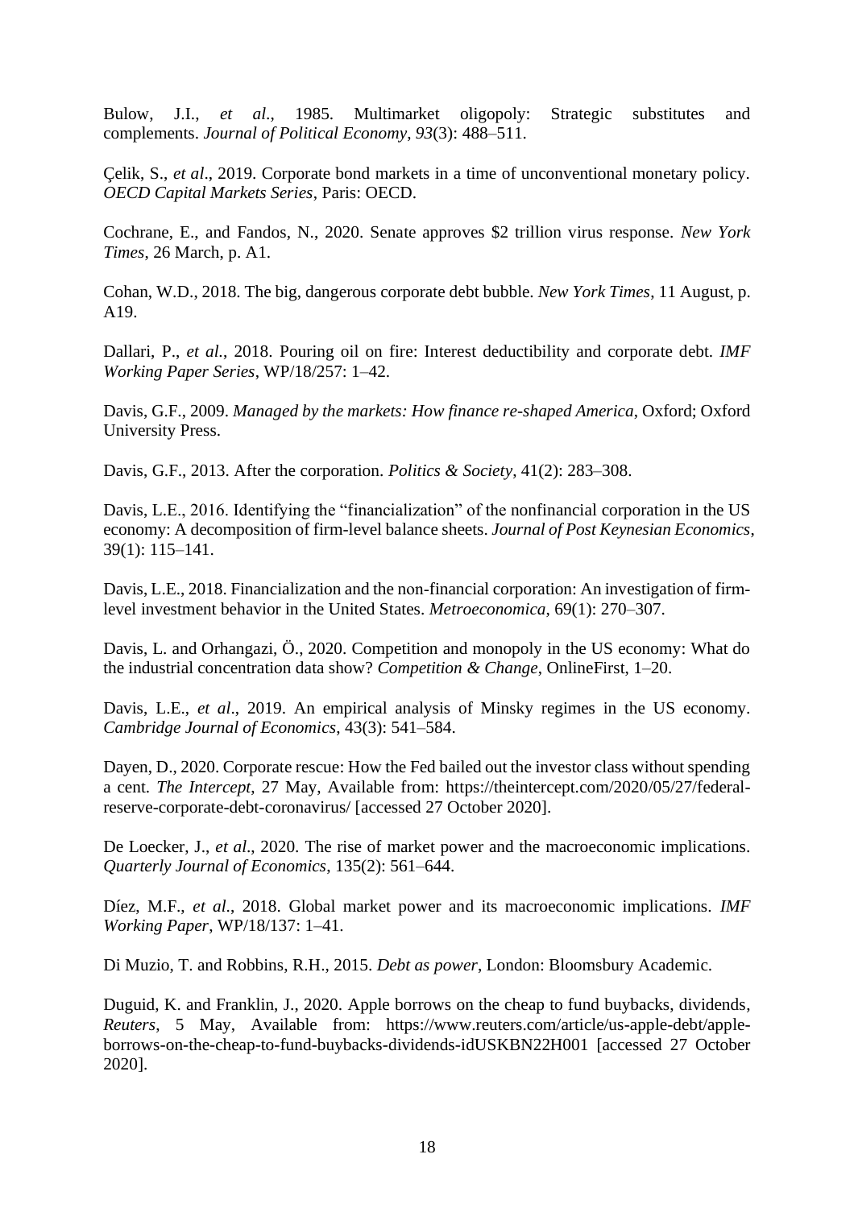Bulow, J.I., *et al*., 1985. Multimarket oligopoly: Strategic substitutes and complements. *Journal of Political Economy*, *93*(3): 488–511.

Çelik, S., *et al*., 2019. Corporate bond markets in a time of unconventional monetary policy. *OECD Capital Markets Series*, Paris: OECD.

Cochrane, E., and Fandos, N., 2020. Senate approves $2 trillion virus response. *New York Times*, 26 March, p. A1.

Cohan, W.D., 2018. The big, dangerous corporate debt bubble. *New York Times*, 11 August, p. A19.

Dallari, P., *et al.*, 2018. Pouring oil on fire: Interest deductibility and corporate debt. *IMF Working Paper Series*, WP/18/257: 1–42.

Davis, G.F., 2009. *Managed by the markets: How finance re-shaped America*, Oxford; Oxford University Press.

Davis, G.F., 2013. After the corporation. *Politics & Society*, 41(2): 283–308.

Davis, L.E., 2016. Identifying the "financialization" of the nonfinancial corporation in the US economy: A decomposition of firm-level balance sheets. *Journal of Post Keynesian Economics*, 39(1): 115–141.

Davis, L.E., 2018. Financialization and the non-financial corporation: An investigation of firm-level investment behavior in the United States. *Metroeconomica*, 69(1): 270–307.

Davis, L. and Orhangazi, Ö., 2020. Competition and monopoly in the US economy: What do the industrial concentration data show? *Competition & Change*, OnlineFirst, 1–20.

Davis, L.E., *et al*., 2019. An empirical analysis of Minsky regimes in the US economy. *Cambridge Journal of Economics*, 43(3): 541–584.

Dayen, D., 2020. Corporate rescue: How the Fed bailed out the investor class without spending a cent. *The Intercept*, 27 May, Available from: https://theintercept.com/2020/05/27/federal-reserve-corporate-debt-coronavirus/ [accessed 27 October 2020].

De Loecker, J., *et al*., 2020. The rise of market power and the macroeconomic implications. *Quarterly Journal of Economics*, 135(2): 561–644.

Díez, M.F., *et al*., 2018. Global market power and its macroeconomic implications. *IMF Working Paper*, WP/18/137: 1–41.

Di Muzio, T. and Robbins, R.H., 2015. *Debt as power*, London: Bloomsbury Academic.

Duguid, K. and Franklin, J., 2020. Apple borrows on the cheap to fund buybacks, dividends, *Reuters*, 5 May, Available from: https://www.reuters.com/article/us-apple-debt/apple-borrows-on-the-cheap-to-fund-buybacks-dividends-idUSKBN22H001 [accessed 27 October 2020].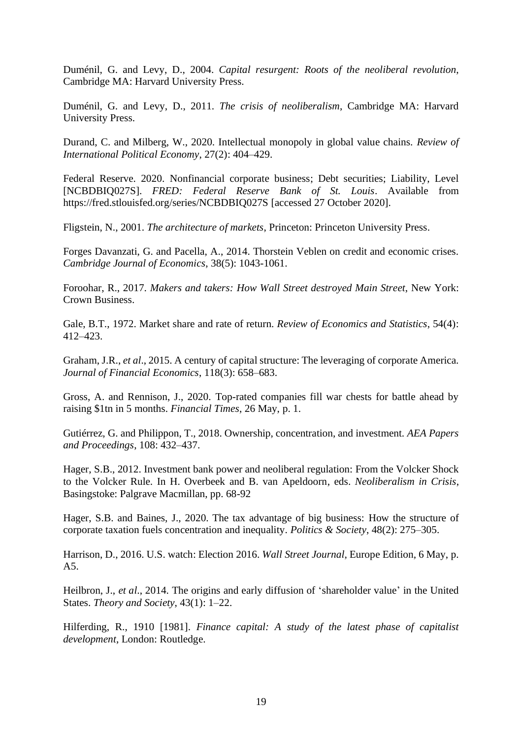Duménil, G. and Levy, D., 2004. *Capital resurgent: Roots of the neoliberal revolution*, Cambridge MA: Harvard University Press.

Duménil, G. and Levy, D., 2011. *The crisis of neoliberalism*, Cambridge MA: Harvard University Press.

Durand, C. and Milberg, W., 2020. Intellectual monopoly in global value chains. *Review of International Political Economy*, 27(2): 404–429.

Federal Reserve. 2020. Nonfinancial corporate business; Debt securities; Liability, Level [NCBDBIQ027S]. *FRED: Federal Reserve Bank of St. Louis*. Available from https://fred.stlouisfed.org/series/NCBDBIQ027S [accessed 27 October 2020].

Fligstein, N., 2001. *The architecture of markets*, Princeton: Princeton University Press.

Forges Davanzati, G. and Pacella, A., 2014. Thorstein Veblen on credit and economic crises. *Cambridge Journal of Economics*, 38(5): 1043-1061.

Foroohar, R., 2017. *Makers and takers: How Wall Street destroyed Main Street*, New York: Crown Business.

Gale, B.T., 1972. Market share and rate of return. *Review of Economics and Statistics*, 54(4): 412–423.

Graham, J.R., *et al*., 2015. A century of capital structure: The leveraging of corporate America. *Journal of Financial Economics*, 118(3): 658–683.

Gross, A. and Rennison, J., 2020. Top-rated companies fill war chests for battle ahead by raising $1tn in 5 months. *Financial Times*, 26 May, p. 1.

Gutiérrez, G. and Philippon, T., 2018. Ownership, concentration, and investment. *AEA Papers and Proceedings*, 108: 432–437.

Hager, S.B., 2012. Investment bank power and neoliberal regulation: From the Volcker Shock to the Volcker Rule. In H. Overbeek and B. van Apeldoorn, eds. *Neoliberalism in Crisis*, Basingstoke: Palgrave Macmillan, pp. 68-92

Hager, S.B. and Baines, J., 2020. The tax advantage of big business: How the structure of corporate taxation fuels concentration and inequality. *Politics & Society*, 48(2): 275–305.

Harrison, D., 2016. U.S. watch: Election 2016. *Wall Street Journal*, Europe Edition, 6 May, p. A5.

Heilbron, J., *et al*., 2014. The origins and early diffusion of 'shareholder value' in the United States. *Theory and Society*, 43(1): 1–22.

Hilferding, R., 1910 [1981]. *Finance capital: A study of the latest phase of capitalist development*, London: Routledge.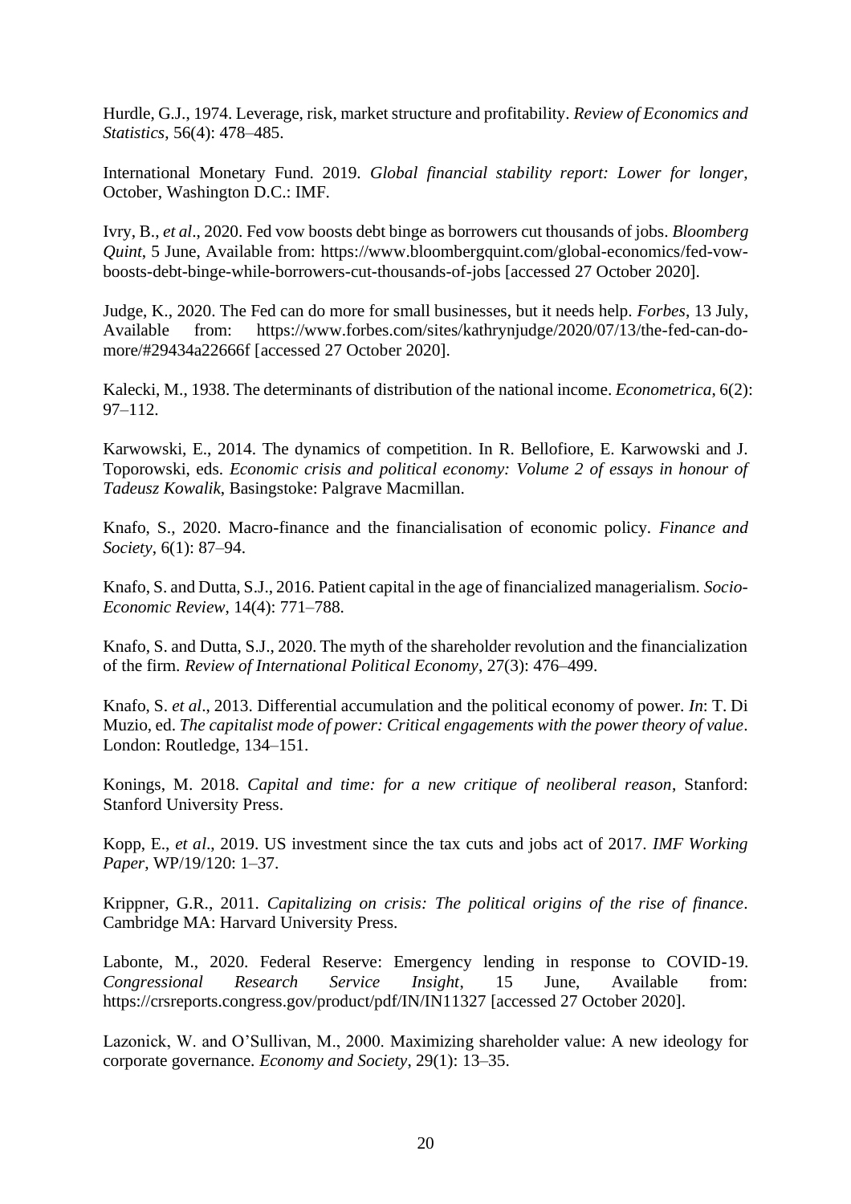Hurdle, G.J., 1974. Leverage, risk, market structure and profitability. *Review of Economics and Statistics*, 56(4): 478–485.

International Monetary Fund. 2019. *Global financial stability report: Lower for longer*, October, Washington D.C.: IMF.

Ivry, B., *et al*., 2020. Fed vow boosts debt binge as borrowers cut thousands of jobs. *Bloomberg Quint*, 5 June, Available from: https://www.bloombergquint.com/global-economics/fed-vow-boosts-debt-binge-while-borrowers-cut-thousands-of-jobs [accessed 27 October 2020].

Judge, K., 2020. The Fed can do more for small businesses, but it needs help. *Forbes*, 13 July, Available from: https://www.forbes.com/sites/kathrynjudge/2020/07/13/the-fed-can-do-more/#29434a22666f [accessed 27 October 2020].

Kalecki, M., 1938. The determinants of distribution of the national income. *Econometrica*, 6(2): 97–112.

Karwowski, E., 2014. The dynamics of competition. In R. Bellofiore, E. Karwowski and J. Toporowski, eds. *Economic crisis and political economy: Volume 2 of essays in honour of Tadeusz Kowalik*, Basingstoke: Palgrave Macmillan.

Knafo, S., 2020. Macro-finance and the financialisation of economic policy. *Finance and Society*, 6(1): 87–94.

Knafo, S. and Dutta, S.J., 2016. Patient capital in the age of financialized managerialism. *Socio-Economic Review*, 14(4): 771–788.

Knafo, S. and Dutta, S.J., 2020. The myth of the shareholder revolution and the financialization of the firm. *Review of International Political Economy*, 27(3): 476–499.

Knafo, S. *et al*., 2013. Differential accumulation and the political economy of power. *In*: T. Di Muzio, ed. *The capitalist mode of power: Critical engagements with the power theory of value*. London: Routledge, 134–151.

Konings, M. 2018. *Capital and time: for a new critique of neoliberal reason*, Stanford: Stanford University Press.

Kopp, E., *et al*., 2019. US investment since the tax cuts and jobs act of 2017. *IMF Working Paper*, WP/19/120: 1–37.

Krippner, G.R., 2011. *Capitalizing on crisis: The political origins of the rise of finance*. Cambridge MA: Harvard University Press.

Labonte, M., 2020. Federal Reserve: Emergency lending in response to COVID-19. *Congressional Research Service Insight*, 15 June, Available from: https://crsreports.congress.gov/product/pdf/IN/IN11327 [accessed 27 October 2020].

Lazonick, W. and O'Sullivan, M., 2000. Maximizing shareholder value: A new ideology for corporate governance. *Economy and Society*, 29(1): 13–35.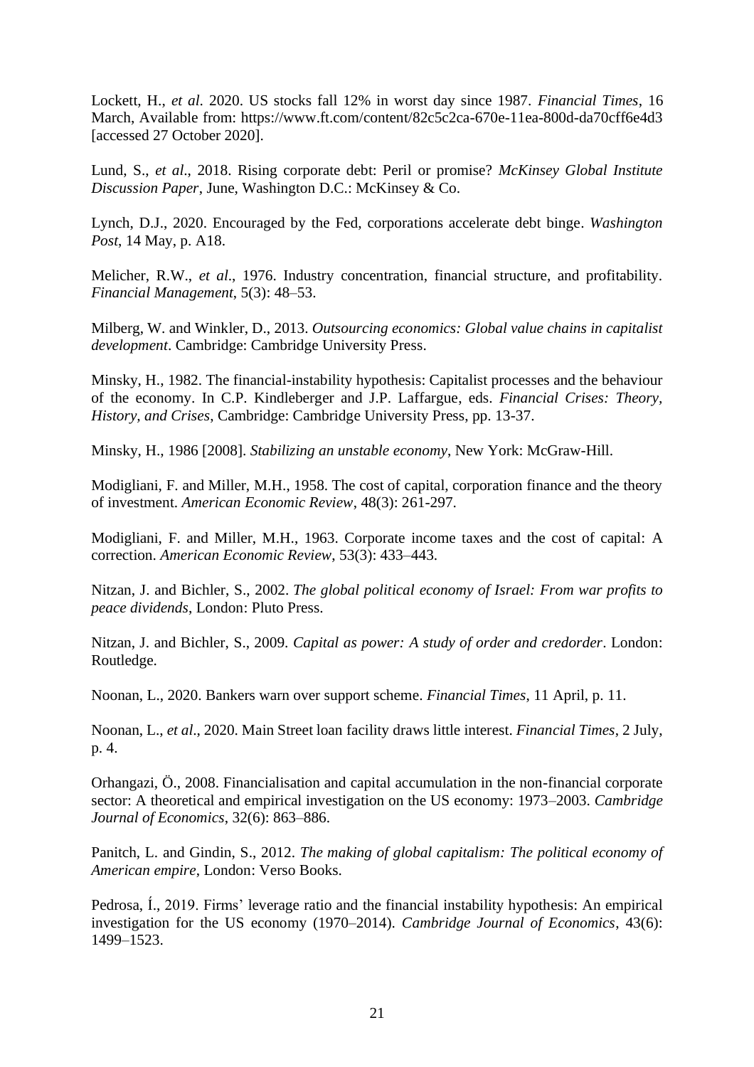Lockett, H., *et al*. 2020. US stocks fall 12% in worst day since 1987. *Financial Times*, 16 March, Available from: https://www.ft.com/content/82c5c2ca-670e-11ea-800d-da70cff6e4d3 [accessed 27 October 2020].

Lund, S., *et al*., 2018. Rising corporate debt: Peril or promise? *McKinsey Global Institute Discussion Paper*, June, Washington D.C.: McKinsey & Co.

Lynch, D.J., 2020. Encouraged by the Fed, corporations accelerate debt binge. *Washington Post*, 14 May, p. A18.

Melicher, R.W., *et al*., 1976. Industry concentration, financial structure, and profitability. *Financial Management*, 5(3): 48–53.

Milberg, W. and Winkler, D., 2013. *Outsourcing economics: Global value chains in capitalist development*. Cambridge: Cambridge University Press.

Minsky, H., 1982. The financial-instability hypothesis: Capitalist processes and the behaviour of the economy. In C.P. Kindleberger and J.P. Laffargue, eds. *Financial Crises: Theory, History, and Crises*, Cambridge: Cambridge University Press, pp. 13-37.

Minsky, H., 1986 [2008]. *Stabilizing an unstable economy*, New York: McGraw-Hill.

Modigliani, F. and Miller, M.H., 1958. The cost of capital, corporation finance and the theory of investment. *American Economic Review*, 48(3): 261-297.

Modigliani, F. and Miller, M.H., 1963. Corporate income taxes and the cost of capital: A correction. *American Economic Review*, 53(3): 433–443.

Nitzan, J. and Bichler, S., 2002. *The global political economy of Israel: From war profits to peace dividends*, London: Pluto Press.

Nitzan, J. and Bichler, S., 2009. *Capital as power: A study of order and credorder*. London: Routledge.

Noonan, L., 2020. Bankers warn over support scheme. *Financial Times*, 11 April, p. 11.

Noonan, L., *et al*., 2020. Main Street loan facility draws little interest. *Financial Times*, 2 July, p. 4.

Orhangazi, Ö., 2008. Financialisation and capital accumulation in the non-financial corporate sector: A theoretical and empirical investigation on the US economy: 1973–2003. *Cambridge Journal of Economics*, 32(6): 863–886.

Panitch, L. and Gindin, S., 2012. *The making of global capitalism: The political economy of American empire*, London: Verso Books.

Pedrosa, Í., 2019. Firms' leverage ratio and the financial instability hypothesis: An empirical investigation for the US economy (1970–2014). *Cambridge Journal of Economics*, 43(6): 1499–1523.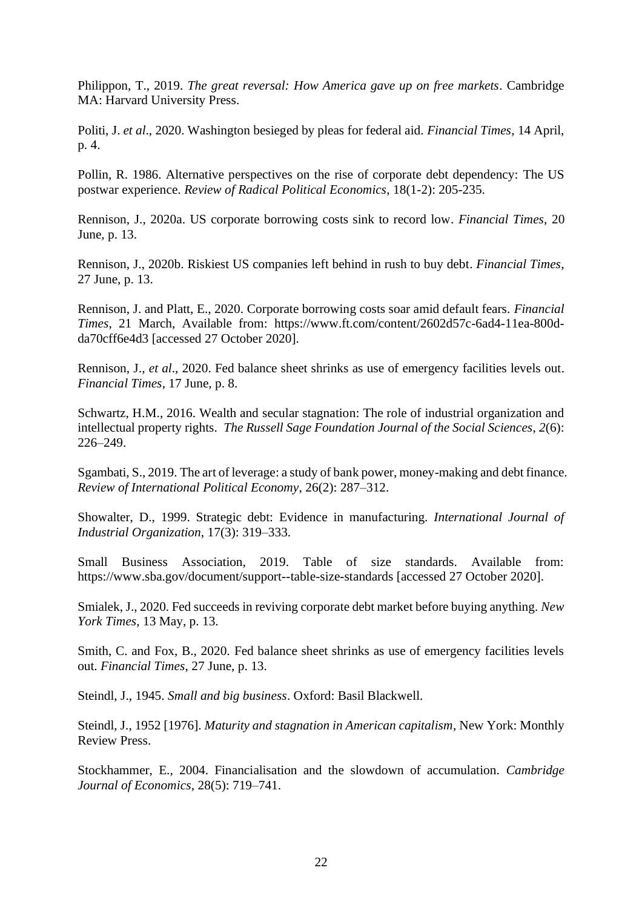Philippon, T., 2019. *The great reversal: How America gave up on free markets*. Cambridge MA: Harvard University Press.

Politi, J. *et al*., 2020. Washington besieged by pleas for federal aid. *Financial Times*, 14 April, p. 4.

Pollin, R. 1986. Alternative perspectives on the rise of corporate debt dependency: The US postwar experience. *Review of Radical Political Economics*, 18(1-2): 205-235.

Rennison, J., 2020a. US corporate borrowing costs sink to record low. *Financial Times*, 20 June, p. 13.

Rennison, J., 2020b. Riskiest US companies left behind in rush to buy debt. *Financial Times*, 27 June, p. 13.

Rennison, J. and Platt, E., 2020. Corporate borrowing costs soar amid default fears. *Financial Times*, 21 March, Available from: https://www.ft.com/content/2602d57c-6ad4-11ea-800d-da70cff6e4d3 [accessed 27 October 2020].

Rennison, J., *et al*., 2020. Fed balance sheet shrinks as use of emergency facilities levels out. *Financial Times*, 17 June, p. 8.

Schwartz, H.M., 2016. Wealth and secular stagnation: The role of industrial organization and intellectual property rights. *The Russell Sage Foundation Journal of the Social Sciences*, *2*(6): 226–249.

Sgambati, S., 2019. The art of leverage: a study of bank power, money-making and debt finance. *Review of International Political Economy*, 26(2): 287–312.

Showalter, D., 1999. Strategic debt: Evidence in manufacturing. *International Journal of Industrial Organization*, 17(3): 319–333.

Small Business Association, 2019. Table of size standards. Available from: https://www.sba.gov/document/support--table-size-standards [accessed 27 October 2020].

Smialek, J., 2020. Fed succeeds in reviving corporate debt market before buying anything. *New York Times*, 13 May, p. 13.

Smith, C. and Fox, B., 2020. Fed balance sheet shrinks as use of emergency facilities levels out. *Financial Times*, 27 June, p. 13.

Steindl, J., 1945. *Small and big business*. Oxford: Basil Blackwell.

Steindl, J., 1952 [1976]. *Maturity and stagnation in American capitalism*, New York: Monthly Review Press.

Stockhammer, E., 2004. Financialisation and the slowdown of accumulation. *Cambridge Journal of Economics*, 28(5): 719–741.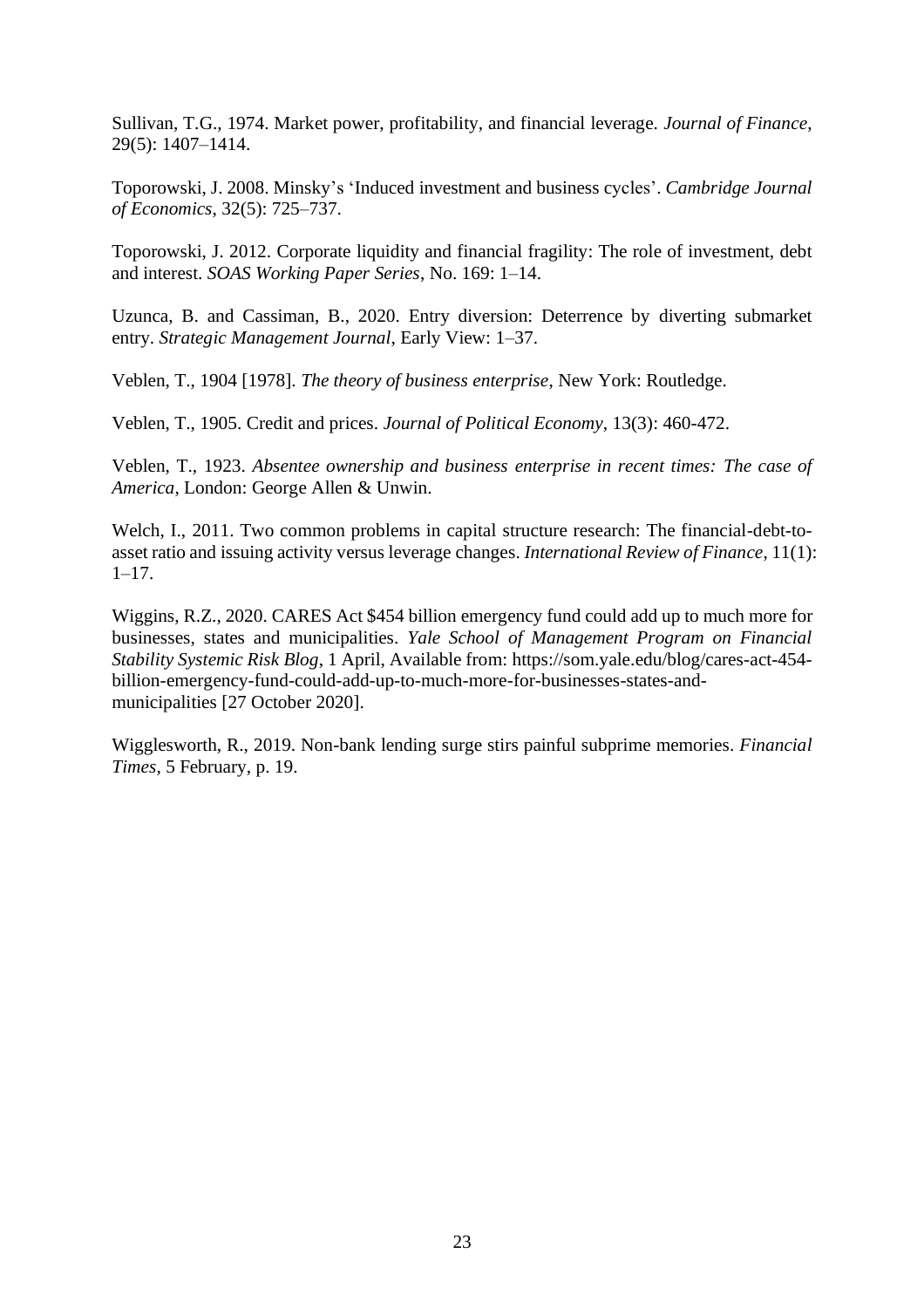Sullivan, T.G., 1974. Market power, profitability, and financial leverage. *Journal of Finance*, 29(5): 1407–1414.

Toporowski, J. 2008. Minsky's 'Induced investment and business cycles'. *Cambridge Journal of Economics*, 32(5): 725–737.

Toporowski, J. 2012. Corporate liquidity and financial fragility: The role of investment, debt and interest. *SOAS Working Paper Series*, No. 169: 1–14.

Uzunca, B. and Cassiman, B., 2020. Entry diversion: Deterrence by diverting submarket entry. *Strategic Management Journal*, Early View: 1–37.

Veblen, T., 1904 [1978]. *The theory of business enterprise*, New York: Routledge.

Veblen, T., 1905. Credit and prices. *Journal of Political Economy*, 13(3): 460-472.

Veblen, T., 1923. *Absentee ownership and business enterprise in recent times: The case of America*, London: George Allen & Unwin.

Welch, I., 2011. Two common problems in capital structure research: The financial-debt-to-asset ratio and issuing activity versus leverage changes. *International Review of Finance*, 11(1): 1–17.

Wiggins, R.Z., 2020. CARES Act $454 billion emergency fund could add up to much more for businesses, states and municipalities. *Yale School of Management Program on Financial Stability Systemic Risk Blog*, 1 April, Available from: https://som.yale.edu/blog/cares-act-454-billion-emergency-fund-could-add-up-to-much-more-for-businesses-states-and-municipalities [27 October 2020].

Wigglesworth, R., 2019. Non-bank lending surge stirs painful subprime memories. *Financial Times*, 5 February, p. 19.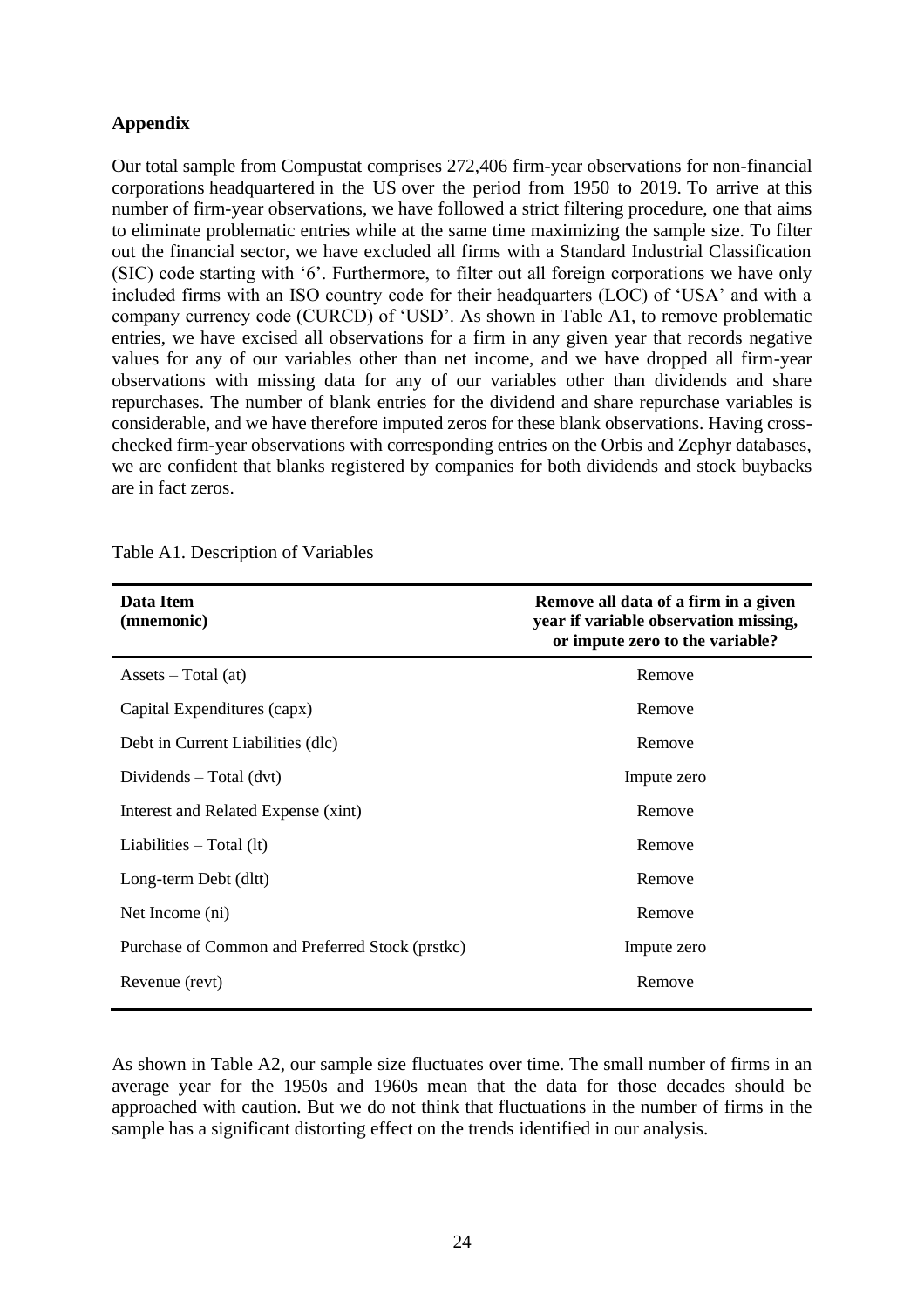## Appendix

Our total sample from Compustat comprises 272,406 firm-year observations for non-financial corporations headquartered in the US over the period from 1950 to 2019. To arrive at this number of firm-year observations, we have followed a strict filtering procedure, one that aims to eliminate problematic entries while at the same time maximizing the sample size. To filter out the financial sector, we have excluded all firms with a Standard Industrial Classification (SIC) code starting with '6'. Furthermore, to filter out all foreign corporations we have only included firms with an ISO country code for their headquarters (LOC) of 'USA' and with a company currency code (CURCD) of 'USD'. As shown in Table A1, to remove problematic entries, we have excised all observations for a firm in any given year that records negative values for any of our variables other than net income, and we have dropped all firm-year observations with missing data for any of our variables other than dividends and share repurchases. The number of blank entries for the dividend and share repurchase variables is considerable, and we have therefore imputed zeros for these blank observations. Having cross-checked firm-year observations with corresponding entries on the Orbis and Zephyr databases, we are confident that blanks registered by companies for both dividends and stock buybacks are in fact zeros.

Table A1. Description of Variables

| **Data Item (mnemonic)** | **Remove all data of a firm in a given year if variable observation missing, or impute zero to the variable?** |
|---|---|
| Assets – Total (at) | Remove |
| Capital Expenditures (capx) | Remove |
| Debt in Current Liabilities (dlc) | Remove |
| Dividends – Total (dvt) | Impute zero |
| Interest and Related Expense (xint) | Remove |
| Liabilities – Total (lt) | Remove |
| Long-term Debt (dltt) | Remove |
| Net Income (ni) | Remove |
| Purchase of Common and Preferred Stock (prstkc) | Impute zero |
| Revenue (revt) | Remove |

As shown in Table A2, our sample size fluctuates over time. The small number of firms in an average year for the 1950s and 1960s mean that the data for those decades should be approached with caution. But we do not think that fluctuations in the number of firms in the sample has a significant distorting effect on the trends identified in our analysis.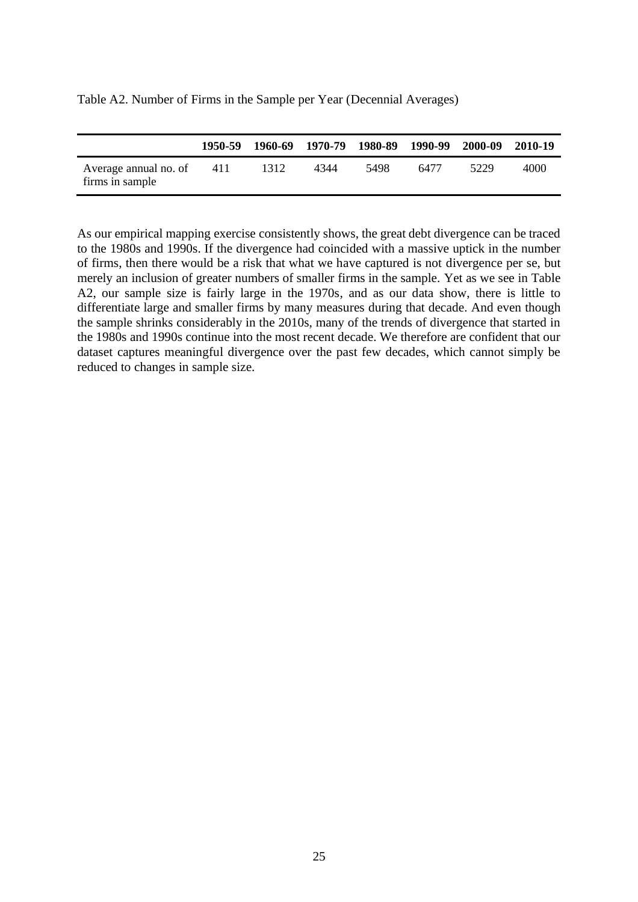Table A2. Number of Firms in the Sample per Year (Decennial Averages)

| | 1950-59 | 1960-69 | 1970-79 | 1980-89 | 1990-99 | 2000-09 | 2010-19 |
|---|---|---|---|---|---|---|---|
| Average annual no. of firms in sample | 411 | 1312 | 4344 | 5498 | 6477 | 5229 | 4000 |

As our empirical mapping exercise consistently shows, the great debt divergence can be traced to the 1980s and 1990s. If the divergence had coincided with a massive uptick in the number of firms, then there would be a risk that what we have captured is not divergence per se, but merely an inclusion of greater numbers of smaller firms in the sample. Yet as we see in Table A2, our sample size is fairly large in the 1970s, and as our data show, there is little to differentiate large and smaller firms by many measures during that decade. And even though the sample shrinks considerably in the 2010s, many of the trends of divergence that started in the 1980s and 1990s continue into the most recent decade. We therefore are confident that our dataset captures meaningful divergence over the past few decades, which cannot simply be reduced to changes in sample size.